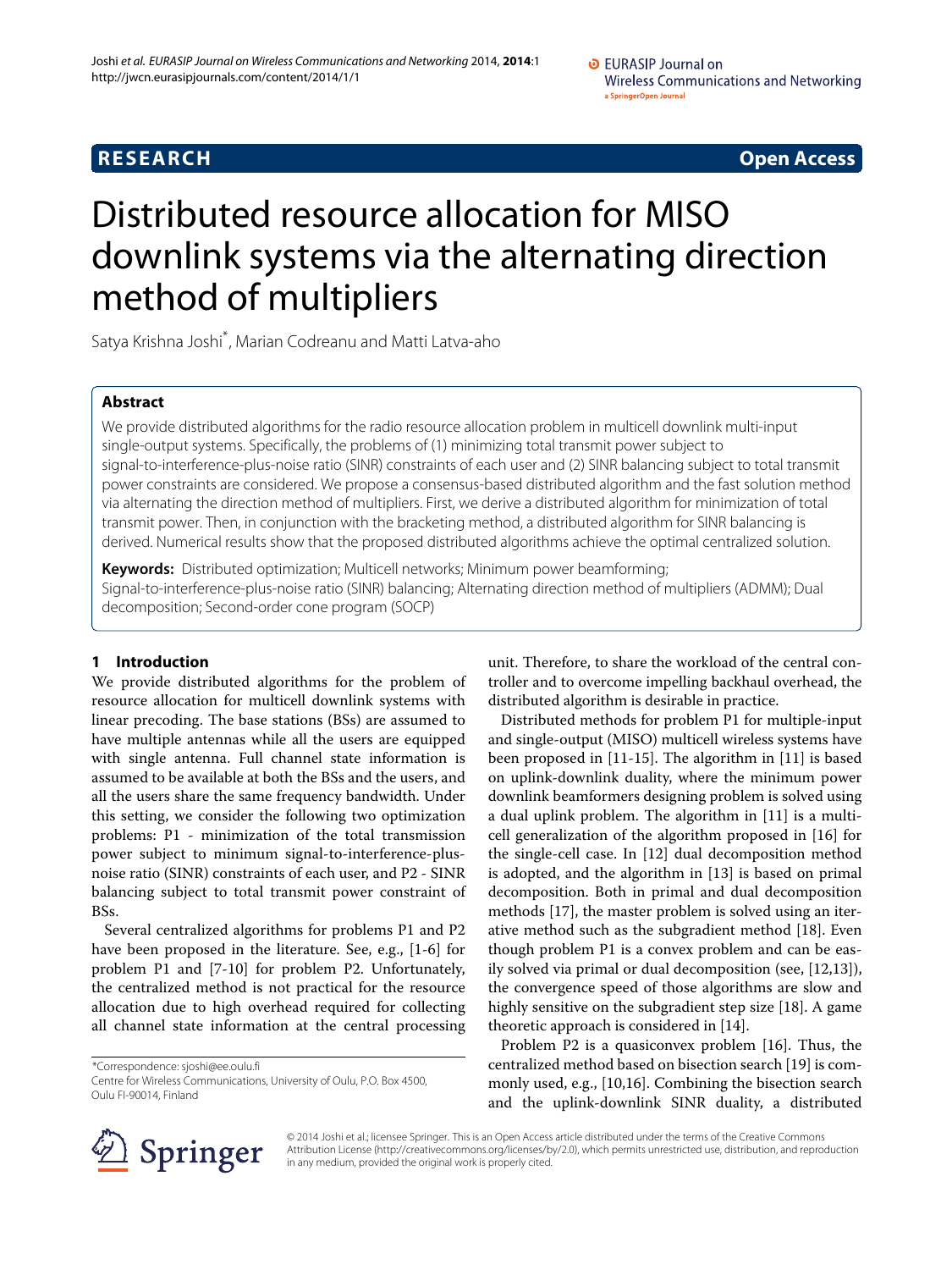**RESEARCH** **Open Access**

# Distributed resource allocation for MISO downlink systems via the alternating direction method of multipliers

Satya Krishna Joshi*, Marian Codreanu and Matti Latva-aho

## Abstract

We provide distributed algorithms for the radio resource allocation problem in multicell downlink multi-input single-output systems. Specifically, the problems of (1) minimizing total transmit power subject to signal-to-interference-plus-noise ratio (SINR) constraints of each user and (2) SINR balancing subject to total transmit power constraints are considered. We propose a consensus-based distributed algorithm and the fast solution method via alternating the direction method of multipliers. First, we derive a distributed algorithm for minimization of total transmit power. Then, in conjunction with the bracketing method, a distributed algorithm for SINR balancing is derived. Numerical results show that the proposed distributed algorithms achieve the optimal centralized solution.

**Keywords:** Distributed optimization; Multicell networks; Minimum power beamforming; Signal-to-interference-plus-noise ratio (SINR) balancing; Alternating direction method of multipliers (ADMM); Dual decomposition; Second-order cone program (SOCP)

## 1 Introduction

We provide distributed algorithms for the problem of resource allocation for multicell downlink systems with linear precoding. The base stations (BSs) are assumed to have multiple antennas while all the users are equipped with single antenna. Full channel state information is assumed to be available at both the BSs and the users, and all the users share the same frequency bandwidth. Under this setting, we consider the following two optimization problems: P1 - minimization of the total transmission power subject to minimum signal-to-interference-plus-noise ratio (SINR) constraints of each user, and P2 - SINR balancing subject to total transmit power constraint of BSs.

Several centralized algorithms for problems P1 and P2 have been proposed in the literature. See, e.g., [1-6] for problem P1 and [7-10] for problem P2. Unfortunately, the centralized method is not practical for the resource allocation due to high overhead required for collecting all channel state information at the central processing unit. Therefore, to share the workload of the central controller and to overcome impelling backhaul overhead, the distributed algorithm is desirable in practice.

Distributed methods for problem P1 for multiple-input and single-output (MISO) multicell wireless systems have been proposed in [11-15]. The algorithm in [11] is based on uplink-downlink duality, where the minimum power downlink beamformers designing problem is solved using a dual uplink problem. The algorithm in [11] is a multicell generalization of the algorithm proposed in [16] for the single-cell case. In [12] dual decomposition method is adopted, and the algorithm in [13] is based on primal decomposition. Both in primal and dual decomposition methods [17], the master problem is solved using an iterative method such as the subgradient method [18]. Even though problem P1 is a convex problem and can be easily solved via primal or dual decomposition (see, [12,13]), the convergence speed of those algorithms are slow and highly sensitive on the subgradient step size [18]. A game theoretic approach is considered in [14].

Problem P2 is a quasiconvex problem [16]. Thus, the centralized method based on bisection search [19] is commonly used, e.g., [10,16]. Combining the bisection search and the uplink-downlink SINR duality, a distributed

*Correspondence: sjoshi@ee.oulu.fi
Centre for Wireless Communications, University of Oulu, P.O. Box 4500, Oulu FI-90014, Finland

© 2014 Joshi et al.; licensee Springer. This is an Open Access article distributed under the terms of the Creative Commons Attribution License (http://creativecommons.org/licenses/by/2.0), which permits unrestricted use, distribution, and reproduction in any medium, provided the original work is properly cited.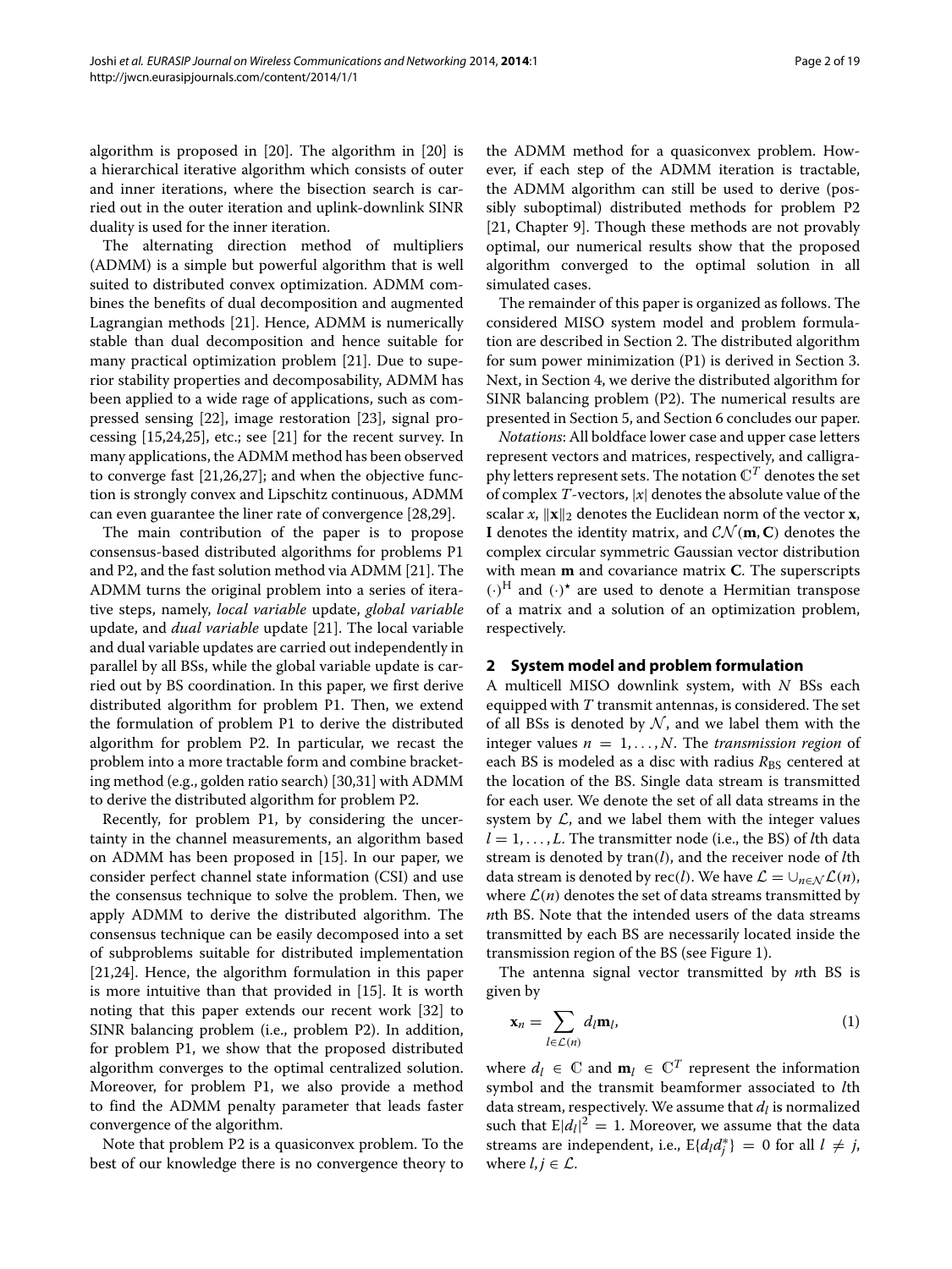algorithm is proposed in [20]. The algorithm in [20] is a hierarchical iterative algorithm which consists of outer and inner iterations, where the bisection search is carried out in the outer iteration and uplink-downlink SINR duality is used for the inner iteration.

The alternating direction method of multipliers (ADMM) is a simple but powerful algorithm that is well suited to distributed convex optimization. ADMM combines the benefits of dual decomposition and augmented Lagrangian methods [21]. Hence, ADMM is numerically stable than dual decomposition and hence suitable for many practical optimization problem [21]. Due to superior stability properties and decomposability, ADMM has been applied to a wide rage of applications, such as compressed sensing [22], image restoration [23], signal processing [15,24,25], etc.; see [21] for the recent survey. In many applications, the ADMM method has been observed to converge fast [21,26,27]; and when the objective function is strongly convex and Lipschitz continuous, ADMM can even guarantee the liner rate of convergence [28,29].

The main contribution of the paper is to propose consensus-based distributed algorithms for problems P1 and P2, and the fast solution method via ADMM [21]. The ADMM turns the original problem into a series of iterative steps, namely, *local variable* update, *global variable* update, and *dual variable* update [21]. The local variable and dual variable updates are carried out independently in parallel by all BSs, while the global variable update is carried out by BS coordination. In this paper, we first derive distributed algorithm for problem P1. Then, we extend the formulation of problem P1 to derive the distributed algorithm for problem P2. In particular, we recast the problem into a more tractable form and combine bracketing method (e.g., golden ratio search) [30,31] with ADMM to derive the distributed algorithm for problem P2.

Recently, for problem P1, by considering the uncertainty in the channel measurements, an algorithm based on ADMM has been proposed in [15]. In our paper, we consider perfect channel state information (CSI) and use the consensus technique to solve the problem. Then, we apply ADMM to derive the distributed algorithm. The consensus technique can be easily decomposed into a set of subproblems suitable for distributed implementation [21,24]. Hence, the algorithm formulation in this paper is more intuitive than that provided in [15]. It is worth noting that this paper extends our recent work [32] to SINR balancing problem (i.e., problem P2). In addition, for problem P1, we show that the proposed distributed algorithm converges to the optimal centralized solution. Moreover, for problem P1, we also provide a method to find the ADMM penalty parameter that leads faster convergence of the algorithm.

Note that problem P2 is a quasiconvex problem. To the best of our knowledge there is no convergence theory to the ADMM method for a quasiconvex problem. However, if each step of the ADMM iteration is tractable, the ADMM algorithm can still be used to derive (possibly suboptimal) distributed methods for problem P2 [21, Chapter 9]. Though these methods are not provably optimal, our numerical results show that the proposed algorithm converged to the optimal solution in all simulated cases.

The remainder of this paper is organized as follows. The considered MISO system model and problem formulation are described in Section 2. The distributed algorithm for sum power minimization (P1) is derived in Section 3. Next, in Section 4, we derive the distributed algorithm for SINR balancing problem (P2). The numerical results are presented in Section 5, and Section 6 concludes our paper.

*Notations*: All boldface lower case and upper case letters represent vectors and matrices, respectively, and calligraphy letters represent sets. The notation $\mathbb{C}^T$ denotes the set of complex $T$-vectors, $|x|$ denotes the absolute value of the scalar $x$, $\|\mathbf{x}\|_2$ denotes the Euclidean norm of the vector $\mathbf{x}$, $\mathbf{I}$ denotes the identity matrix, and $\mathcal{CN}(\mathbf{m}, \mathbf{C})$ denotes the complex circular symmetric Gaussian vector distribution with mean $\mathbf{m}$ and covariance matrix $\mathbf{C}$. The superscripts $(\cdot)^{\mathrm{H}}$ and $(\cdot)^{\star}$ are used to denote a Hermitian transpose of a matrix and a solution of an optimization problem, respectively.

## 2 System model and problem formulation

A multicell MISO downlink system, with $N$ BSs each equipped with $T$ transmit antennas, is considered. The set of all BSs is denoted by $\mathcal{N}$, and we label them with the integer values $n = 1, \ldots, N$. The *transmission region* of each BS is modeled as a disc with radius $R_{\mathrm{BS}}$ centered at the location of the BS. Single data stream is transmitted for each user. We denote the set of all data streams in the system by $\mathcal{L}$, and we label them with the integer values $l = 1, \ldots, L$. The transmitter node (i.e., the BS) of $l$th data stream is denoted by $\mathrm{tran}(l)$, and the receiver node of $l$th data stream is denoted by $\mathrm{rec}(l)$. We have $\mathcal{L} = \cup_{n \in \mathcal{N}} \mathcal{L}(n)$, where $\mathcal{L}(n)$ denotes the set of data streams transmitted by $n$th BS. Note that the intended users of the data streams transmitted by each BS are necessarily located inside the transmission region of the BS (see Figure 1).

The antenna signal vector transmitted by $n$th BS is given by

$$\mathbf{x}_n = \sum_{l \in \mathcal{L}(n)} d_l \mathbf{m}_l, \tag{1}$$

where $d_l \in \mathbb{C}$ and $\mathbf{m}_l \in \mathbb{C}^T$ represent the information symbol and the transmit beamformer associated to $l$th data stream, respectively. We assume that $d_l$ is normalized such that $\mathrm{E}|d_l|^2 = 1$. Moreover, we assume that the data streams are independent, i.e., $\mathrm{E}\{d_l d_j^*\} = 0$ for all $l \neq j$, where $l, j \in \mathcal{L}$.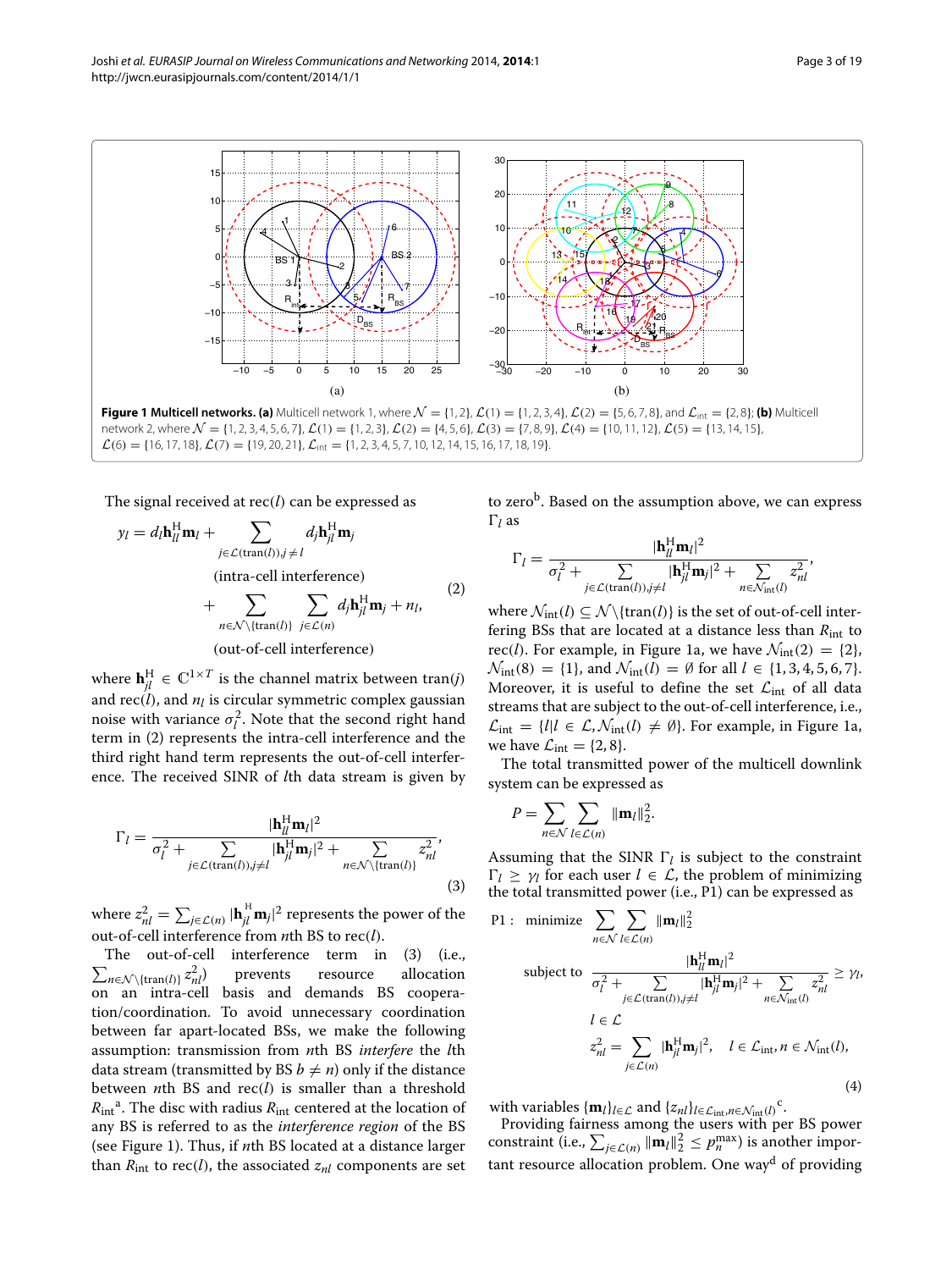**Figure 1 Multicell networks. (a)** Multicell network 1, where $\mathcal{N} = \{1, 2\}$, $\mathcal{L}(1) = \{1, 2, 3, 4\}$, $\mathcal{L}(2) = \{5, 6, 7, 8\}$, and $\mathcal{L}_{\text{int}} = \{2, 8\}$; **(b)** Multicell network 2, where $\mathcal{N} = \{1, 2, 3, 4, 5, 6, 7\}$, $\mathcal{L}(1) = \{1, 2, 3\}$, $\mathcal{L}(2) = \{4, 5, 6\}$, $\mathcal{L}(3) = \{7, 8, 9\}$, $\mathcal{L}(4) = \{10, 11, 12\}$, $\mathcal{L}(5) = \{13, 14, 15\}$, $\mathcal{L}(6) = \{16, 17, 18\}$, $\mathcal{L}(7) = \{19, 20, 21\}$, $\mathcal{L}_{\text{int}} = \{1, 2, 3, 4, 5, 7, 10, 12, 14, 15, 16, 17, 18, 19\}$.

The signal received at rec($l$) can be expressed as

$$y_l = d_l \mathbf{h}_{ll}^{\mathrm{H}} \mathbf{m}_l + \underbrace{\sum_{j \in \mathcal{L}(\text{tran}(l)), j \neq l} d_j \mathbf{h}_{jl}^{\mathrm{H}} \mathbf{m}_j}_{\text{(intra-cell interference)}} + \underbrace{\sum_{n \in \mathcal{N} \setminus \{\text{tran}(l)\}} \sum_{j \in \mathcal{L}(n)} d_j \mathbf{h}_{jl}^{\mathrm{H}} \mathbf{m}_j}_{\text{(out-of-cell interference)}} + n_l, \tag{2}$$

where $\mathbf{h}_{jl}^{\mathrm{H}} \in \mathbb{C}^{1 \times T}$ is the channel matrix between tran($j$) and rec($l$), and $n_l$ is circular symmetric complex gaussian noise with variance $\sigma_l^2$. Note that the second right hand term in (2) represents the intra-cell interference and the third right hand term represents the out-of-cell interference. The received SINR of $l$th data stream is given by

$$\Gamma_l = \frac{|\mathbf{h}_{ll}^{\mathrm{H}} \mathbf{m}_l|^2}{\sigma_l^2 + \sum_{j \in \mathcal{L}(\text{tran}(l)), j \neq l} |\mathbf{h}_{jl}^{\mathrm{H}} \mathbf{m}_j|^2 + \sum_{n \in \mathcal{N} \setminus \{\text{tran}(l)\}} z_{nl}^2}, \tag{3}$$

where $z_{nl}^2 = \sum_{j \in \mathcal{L}(n)} |\mathbf{h}_{jl}^{\mathrm{H}} \mathbf{m}_j|^2$ represents the power of the out-of-cell interference from $n$th BS to rec($l$).

The out-of-cell interference term in (3) (i.e., $\sum_{n \in \mathcal{N} \setminus \{\text{tran}(l)\}} z_{nl}^2$) prevents resource allocation on an intra-cell basis and demands BS cooperation/coordination. To avoid unnecessary coordination between far apart-located BSs, we make the following assumption: transmission from $n$th BS *interfere* the $l$th data stream (transmitted by BS $b \neq n$) only if the distance between $n$th BS and rec($l$) is smaller than a threshold $R_{\text{int}}$[a]. The disc with radius $R_{\text{int}}$ centered at the location of any BS is referred to as the *interference region* of the BS (see Figure 1). Thus, if $n$th BS located at a distance larger than $R_{\text{int}}$ to rec($l$), the associated $z_{nl}$ components are set to zero[b]. Based on the assumption above, we can express $\Gamma_l$ as

$$\Gamma_l = \frac{|\mathbf{h}_{ll}^{\mathrm{H}} \mathbf{m}_l|^2}{\sigma_l^2 + \sum_{j \in \mathcal{L}(\text{tran}(l)), j \neq l} |\mathbf{h}_{jl}^{\mathrm{H}} \mathbf{m}_j|^2 + \sum_{n \in \mathcal{N}_{\text{int}}(l)} z_{nl}^2},$$

where $\mathcal{N}_{\text{int}}(l) \subseteq \mathcal{N} \setminus \{\text{tran}(l)\}$ is the set of out-of-cell interfering BSs that are located at a distance less than $R_{\text{int}}$ to rec($l$). For example, in Figure 1a, we have $\mathcal{N}_{\text{int}}(2) = \{2\}$, $\mathcal{N}_{\text{int}}(8) = \{1\}$, and $\mathcal{N}_{\text{int}}(l) = \emptyset$ for all $l \in \{1, 3, 4, 5, 6, 7\}$. Moreover, it is useful to define the set $\mathcal{L}_{\text{int}}$ of all data streams that are subject to the out-of-cell interference, i.e., $\mathcal{L}_{\text{int}} = \{l | l \in \mathcal{L}, \mathcal{N}_{\text{int}}(l) \neq \emptyset\}$. For example, in Figure 1a, we have $\mathcal{L}_{\text{int}} = \{2, 8\}$.

The total transmitted power of the multicell downlink system can be expressed as

$$P = \sum_{n \in \mathcal{N}} \sum_{l \in \mathcal{L}(n)} \|\mathbf{m}_l\|_2^2.$$

Assuming that the SINR $\Gamma_l$ is subject to the constraint $\Gamma_l \geq \gamma_l$ for each user $l \in \mathcal{L}$, the problem of minimizing the total transmitted power (i.e., P1) can be expressed as

$$\begin{aligned}
\text{P1}: \quad & \text{minimize} \quad \sum_{n \in \mathcal{N}} \sum_{l \in \mathcal{L}(n)} \|\mathbf{m}_l\|_2^2 \\
& \text{subject to} \quad \frac{|\mathbf{h}_{ll}^{\mathrm{H}} \mathbf{m}_l|^2}{\sigma_l^2 + \sum_{j \in \mathcal{L}(\text{tran}(l)), j \neq l} |\mathbf{h}_{jl}^{\mathrm{H}} \mathbf{m}_j|^2 + \sum_{n \in \mathcal{N}_{\text{int}}(l)} z_{nl}^2} \geq \gamma_l, \\
& \qquad\qquad\quad l \in \mathcal{L} \\
& \qquad\qquad\quad z_{nl}^2 = \sum_{j \in \mathcal{L}(n)} |\mathbf{h}_{jl}^{\mathrm{H}} \mathbf{m}_j|^2, \quad l \in \mathcal{L}_{\text{int}}, n \in \mathcal{N}_{\text{int}}(l),
\end{aligned} \tag{4}$$

with variables $\{\mathbf{m}_l\}_{l \in \mathcal{L}}$ and $\{z_{nl}\}_{l \in \mathcal{L}_{\text{int}}, n \in \mathcal{N}_{\text{int}}(l)}$[c].

Providing fairness among the users with per BS power constraint (i.e., $\sum_{j \in \mathcal{L}(n)} \|\mathbf{m}_l\|_2^2 \leq p_n^{\max}$) is another important resource allocation problem. One way[d] of providing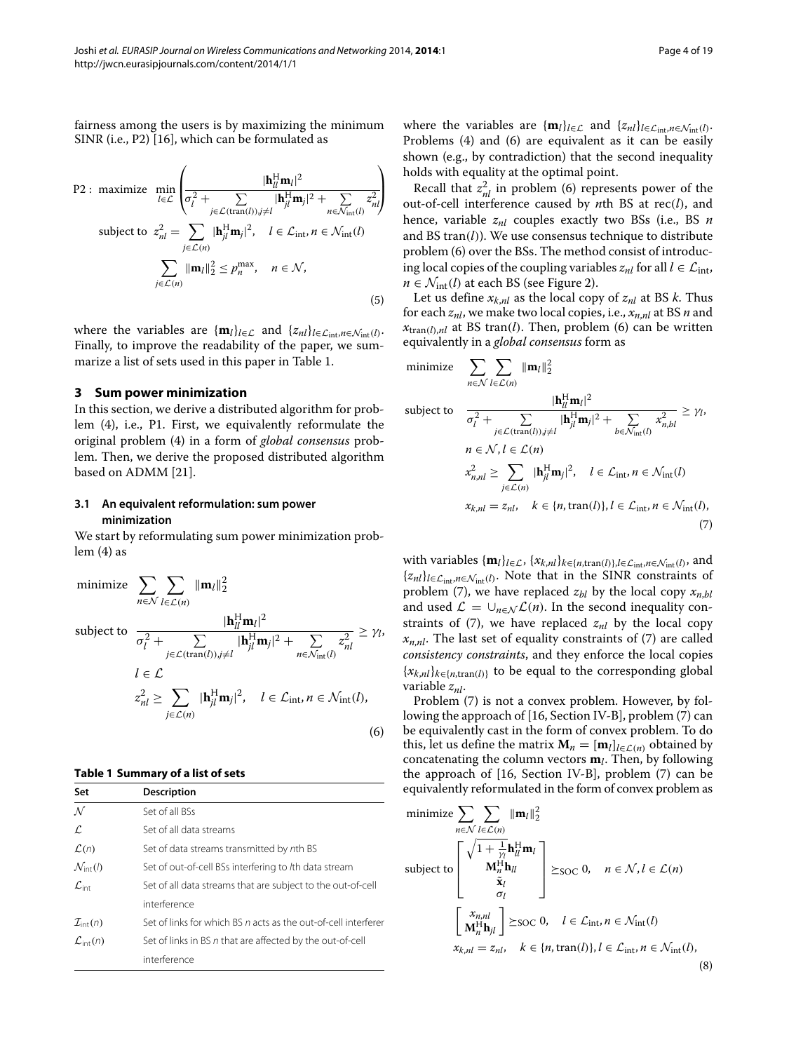fairness among the users is by maximizing the minimum SINR (i.e., P2) [16], which can be formulated as

$$
\begin{aligned}
\text{P2}: \text{ maximize } & \min_{l \in \mathcal{L}} \left( \frac{|\mathbf{h}_{ll}^{\mathrm{H}} \mathbf{m}_l|^2}{\sigma_l^2 + \sum_{j \in \mathcal{L}(\mathrm{tran}(l)), j \neq l} |\mathbf{h}_{jl}^{\mathrm{H}} \mathbf{m}_j|^2 + \sum_{n \in \mathcal{N}_{\mathrm{int}}(l)} z_{nl}^2} \right) \\
\text{subject to } & z_{nl}^2 = \sum_{j \in \mathcal{L}(n)} |\mathbf{h}_{jl}^{\mathrm{H}} \mathbf{m}_j|^2, \quad l \in \mathcal{L}_{\mathrm{int}}, n \in \mathcal{N}_{\mathrm{int}}(l) \\
& \sum_{j \in \mathcal{L}(n)} \|\mathbf{m}_l\|_2^2 \leq p_n^{\max}, \quad n \in \mathcal{N},
\end{aligned}
\tag{5}
$$

where the variables are $\{\mathbf{m}_l\}_{l \in \mathcal{L}}$ and $\{z_{nl}\}_{l \in \mathcal{L}_{\mathrm{int}}, n \in \mathcal{N}_{\mathrm{int}}(l)}$. Finally, to improve the readability of the paper, we summarize a list of sets used in this paper in Table 1.

## 3 Sum power minimization

In this section, we derive a distributed algorithm for problem (4), i.e., P1. First, we equivalently reformulate the original problem (4) in a form of *global consensus* problem. Then, we derive the proposed distributed algorithm based on ADMM [21].

### 3.1 An equivalent reformulation: sum power minimization

We start by reformulating sum power minimization problem (4) as

$$
\begin{aligned}
\text{minimize } & \sum_{n \in \mathcal{N}} \sum_{l \in \mathcal{L}(n)} \|\mathbf{m}_l\|_2^2 \\
\text{subject to } & \frac{|\mathbf{h}_{ll}^{\mathrm{H}} \mathbf{m}_l|^2}{\sigma_l^2 + \sum_{j \in \mathcal{L}(\mathrm{tran}(l)), j \neq l} |\mathbf{h}_{jl}^{\mathrm{H}} \mathbf{m}_j|^2 + \sum_{n \in \mathcal{N}_{\mathrm{int}}(l)} z_{nl}^2} \geq \gamma_l, \\
& l \in \mathcal{L} \\
& z_{nl}^2 \geq \sum_{j \in \mathcal{L}(n)} |\mathbf{h}_{jl}^{\mathrm{H}} \mathbf{m}_j|^2, \quad l \in \mathcal{L}_{\mathrm{int}}, n \in \mathcal{N}_{\mathrm{int}}(l),
\end{aligned}
\tag{6}
$$

**Table 1 Summary of a list of sets**

| Set | Description |
|---|---|
| $\mathcal{N}$ | Set of all BSs |
| $\mathcal{L}$ | Set of all data streams |
| $\mathcal{L}(n)$ | Set of data streams transmitted by $n$th BS |
| $\mathcal{N}_{\mathrm{int}}(l)$ | Set of out-of-cell BSs interfering to $l$th data stream |
| $\mathcal{L}_{\mathrm{int}}$ | Set of all data streams that are subject to the out-of-cell interference |
| $\mathcal{I}_{\mathrm{int}}(n)$ | Set of links for which BS $n$ acts as the out-of-cell interferer |
| $\mathcal{L}_{\mathrm{int}}(n)$ | Set of links in BS $n$ that are affected by the out-of-cell interference |

where the variables are $\{\mathbf{m}_l\}_{l \in \mathcal{L}}$ and $\{z_{nl}\}_{l \in \mathcal{L}_{\mathrm{int}}, n \in \mathcal{N}_{\mathrm{int}}(l)}$. Problems (4) and (6) are equivalent as it can be easily shown (e.g., by contradiction) that the second inequality holds with equality at the optimal point.

Recall that $z_{nl}^2$ in problem (6) represents power of the out-of-cell interference caused by $n$th BS at rec($l$), and hence, variable $z_{nl}$ couples exactly two BSs (i.e., BS $n$ and BS tran($l$)). We use consensus technique to distribute problem (6) over the BSs. The method consist of introducing local copies of the coupling variables $z_{nl}$ for all $l \in \mathcal{L}_{\mathrm{int}}$, $n \in \mathcal{N}_{\mathrm{int}}(l)$ at each BS (see Figure 2).

Let us define $x_{k,nl}$ as the local copy of $z_{nl}$ at BS $k$. Thus for each $z_{nl}$, we make two local copies, i.e., $x_{n,nl}$ at BS $n$ and $x_{\mathrm{tran}(l),nl}$ at BS tran($l$). Then, problem (6) can be written equivalently in a *global consensus* form as

$$
\begin{aligned}
\text{minimize } & \sum_{n \in \mathcal{N}} \sum_{l \in \mathcal{L}(n)} \|\mathbf{m}_l\|_2^2 \\
\text{subject to } & \frac{|\mathbf{h}_{ll}^{\mathrm{H}} \mathbf{m}_l|^2}{\sigma_l^2 + \sum_{j \in \mathcal{L}(\mathrm{tran}(l)), j \neq l} |\mathbf{h}_{jl}^{\mathrm{H}} \mathbf{m}_j|^2 + \sum_{b \in \mathcal{N}_{\mathrm{int}}(l)} x_{n,bl}^2} \geq \gamma_l, \\
& n \in \mathcal{N}, l \in \mathcal{L}(n) \\
& x_{n,nl}^2 \geq \sum_{j \in \mathcal{L}(n)} |\mathbf{h}_{jl}^{\mathrm{H}} \mathbf{m}_j|^2, \quad l \in \mathcal{L}_{\mathrm{int}}, n \in \mathcal{N}_{\mathrm{int}}(l) \\
& x_{k,nl} = z_{nl}, \quad k \in \{n, \mathrm{tran}(l)\}, l \in \mathcal{L}_{\mathrm{int}}, n \in \mathcal{N}_{\mathrm{int}}(l),
\end{aligned}
\tag{7}
$$

with variables $\{\mathbf{m}_l\}_{l \in \mathcal{L}}$, $\{x_{k,nl}\}_{k \in \{n, \mathrm{tran}(l)\}, l \in \mathcal{L}_{\mathrm{int}}, n \in \mathcal{N}_{\mathrm{int}}(l)}$, and $\{z_{nl}\}_{l \in \mathcal{L}_{\mathrm{int}}, n \in \mathcal{N}_{\mathrm{int}}(l)}$. Note that in the SINR constraints of problem (7), we have replaced $z_{bl}$ by the local copy $x_{n,bl}$ and used $\mathcal{L} = \cup_{n \in \mathcal{N}} \mathcal{L}(n)$. In the second inequality constraints of (7), we have replaced $z_{nl}$ by the local copy $x_{n,nl}$. The last set of equality constraints of (7) are called *consistency constraints*, and they enforce the local copies $\{x_{k,nl}\}_{k \in \{n, \mathrm{tran}(l)\}}$ to be equal to the corresponding global variable $z_{nl}$.

Problem (7) is not a convex problem. However, by following the approach of [16, Section IV-B], problem (7) can be equivalently cast in the form of convex problem. To do this, let us define the matrix $\mathbf{M}_n = [\mathbf{m}_l]_{l \in \mathcal{L}(n)}$ obtained by concatenating the column vectors $\mathbf{m}_l$. Then, by following the approach of [16, Section IV-B], problem (7) can be equivalently reformulated in the form of convex problem as

$$
\begin{aligned}
\text{minimize } & \sum_{n \in \mathcal{N}} \sum_{l \in \mathcal{L}(n)} \|\mathbf{m}_l\|_2^2 \\
\text{subject to } & \begin{bmatrix} \sqrt{1 + \frac{1}{\gamma_l}} \mathbf{h}_{ll}^{\mathrm{H}} \mathbf{m}_l \\ \mathbf{M}_n^{\mathrm{H}} \mathbf{h}_{ll} \\ \tilde{\mathbf{x}}_l \\ \sigma_l \end{bmatrix} \succeq_{\mathrm{SOC}} 0, \quad n \in \mathcal{N}, l \in \mathcal{L}(n) \\
& \begin{bmatrix} x_{n,nl} \\ \mathbf{M}_n^{\mathrm{H}} \mathbf{h}_{jl} \end{bmatrix} \succeq_{\mathrm{SOC}} 0, \quad l \in \mathcal{L}_{\mathrm{int}}, n \in \mathcal{N}_{\mathrm{int}}(l) \\
& x_{k,nl} = z_{nl}, \quad k \in \{n, \mathrm{tran}(l)\}, l \in \mathcal{L}_{\mathrm{int}}, n \in \mathcal{N}_{\mathrm{int}}(l),
\end{aligned}
\tag{8}
$$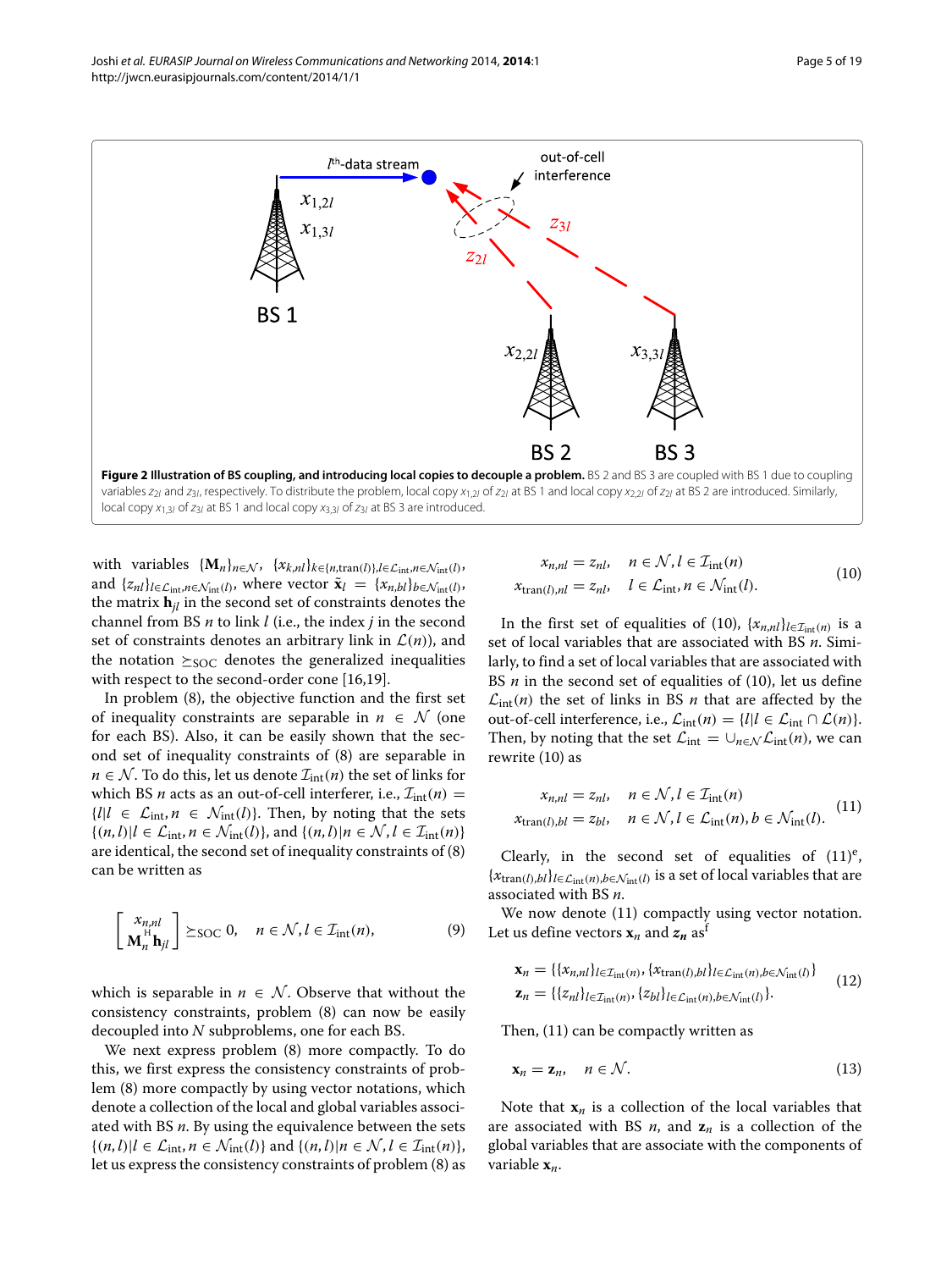**Figure 2 Illustration of BS coupling, and introducing local copies to decouple a problem.** BS 2 and BS 3 are coupled with BS 1 due to coupling variables $z_{2l}$ and $z_{3l}$, respectively. To distribute the problem, local copy $x_{1,2l}$ of $z_{2l}$ at BS 1 and local copy $x_{2,2l}$ of $z_{2l}$ at BS 2 are introduced. Similarly, local copy $x_{1,3l}$ of $z_{3l}$ at BS 1 and local copy $x_{3,3l}$ of $z_{3l}$ at BS 3 are introduced.

with variables $\{\mathbf{M}_n\}_{n\in\mathcal{N}}$, $\{x_{k,nl}\}_{k\in\{n,\text{tran}(l)\},l\in\mathcal{L}_{\text{int}},n\in\mathcal{N}_{\text{int}}(l)}$, and $\{z_{nl}\}_{l\in\mathcal{L}_{\text{int}},n\in\mathcal{N}_{\text{int}}(l)}$, where vector $\tilde{\mathbf{x}}_l = \{x_{n,bl}\}_{b\in\mathcal{N}_{\text{int}}(l)}$, the matrix $\mathbf{h}_{jl}$ in the second set of constraints denotes the channel from BS $n$ to link $l$ (i.e., the index $j$ in the second set of constraints denotes an arbitrary link in $\mathcal{L}(n)$), and the notation $\succeq_{\text{SOC}}$ denotes the generalized inequalities with respect to the second-order cone [16,19].

In problem (8), the objective function and the first set of inequality constraints are separable in $n \in \mathcal{N}$ (one for each BS). Also, it can be easily shown that the second set of inequality constraints of (8) are separable in $n \in \mathcal{N}$. To do this, let us denote $\mathcal{I}_{\text{int}}(n)$ the set of links for which BS $n$ acts as an out-of-cell interferer, i.e., $\mathcal{I}_{\text{int}}(n) = \{l | l \in \mathcal{L}_{\text{int}}, n \in \mathcal{N}_{\text{int}}(l)\}$. Then, by noting that the sets $\{(n,l)|l \in \mathcal{L}_{\text{int}}, n \in \mathcal{N}_{\text{int}}(l)\}$, and $\{(n,l)|n \in \mathcal{N}, l \in \mathcal{I}_{\text{int}}(n)\}$ are identical, the second set of inequality constraints of (8) can be written as

$$\begin{bmatrix} x_{n,nl} \\ \mathbf{M}_n^{\text{H}}\mathbf{h}_{jl} \end{bmatrix} \succeq_{\text{SOC}} 0, \quad n \in \mathcal{N}, l \in \mathcal{I}_{\text{int}}(n), \tag{9}$$

which is separable in $n \in \mathcal{N}$. Observe that without the consistency constraints, problem (8) can now be easily decoupled into $N$ subproblems, one for each BS.

We next express problem (8) more compactly. To do this, we first express the consistency constraints of problem (8) more compactly by using vector notations, which denote a collection of the local and global variables associated with BS $n$. By using the equivalence between the sets $\{(n,l)|l \in \mathcal{L}_{\text{int}}, n \in \mathcal{N}_{\text{int}}(l)\}$ and $\{(n,l)|n \in \mathcal{N}, l \in \mathcal{I}_{\text{int}}(n)\}$, let us express the consistency constraints of problem (8) as

$$\begin{aligned} x_{n,nl} &= z_{nl}, \quad n \in \mathcal{N}, l \in \mathcal{I}_{\text{int}}(n) \\ x_{\text{tran}(l),nl} &= z_{nl}, \quad l \in \mathcal{L}_{\text{int}}, n \in \mathcal{N}_{\text{int}}(l). \end{aligned} \tag{10}$$

In the first set of equalities of (10), $\{x_{n,nl}\}_{l\in\mathcal{I}_{\text{int}}(n)}$ is a set of local variables that are associated with BS $n$. Similarly, to find a set of local variables that are associated with BS $n$ in the second set of equalities of (10), let us define $\mathcal{L}_{\text{int}}(n)$ the set of links in BS $n$ that are affected by the out-of-cell interference, i.e., $\mathcal{L}_{\text{int}}(n) = \{l | l \in \mathcal{L}_{\text{int}} \cap \mathcal{L}(n)\}$. Then, by noting that the set $\mathcal{L}_{\text{int}} = \cup_{n\in\mathcal{N}}\mathcal{L}_{\text{int}}(n)$, we can rewrite (10) as

$$\begin{aligned} x_{n,nl} &= z_{nl}, \quad n \in \mathcal{N}, l \in \mathcal{I}_{\text{int}}(n) \\ x_{\text{tran}(l),bl} &= z_{bl}, \quad n \in \mathcal{N}, l \in \mathcal{L}_{\text{int}}(n), b \in \mathcal{N}_{\text{int}}(l). \end{aligned} \tag{11}$$

Clearly, in the second set of equalities of (11)[e], $\{x_{\text{tran}(l),bl}\}_{l\in\mathcal{L}_{\text{int}}(n),b\in\mathcal{N}_{\text{int}}(l)}$ is a set of local variables that are associated with BS $n$.

We now denote (11) compactly using vector notation. Let us define vectors $\mathbf{x}_n$ and $\boldsymbol{z}_n$ as[f]

$$\begin{aligned} \mathbf{x}_n &= \{\{x_{n,nl}\}_{l\in\mathcal{I}_{\text{int}}(n)}, \{x_{\text{tran}(l),bl}\}_{l\in\mathcal{L}_{\text{int}}(n),b\in\mathcal{N}_{\text{int}}(l)}\} \\ \mathbf{z}_n &= \{\{z_{nl}\}_{l\in\mathcal{I}_{\text{int}}(n)}, \{z_{bl}\}_{l\in\mathcal{L}_{\text{int}}(n),b\in\mathcal{N}_{\text{int}}(l)}\}. \end{aligned} \tag{12}$$

Then, (11) can be compactly written as

$$\mathbf{x}_n = \mathbf{z}_n, \quad n \in \mathcal{N}. \tag{13}$$

Note that $\mathbf{x}_n$ is a collection of the local variables that are associated with BS $n$, and $\mathbf{z}_n$ is a collection of the global variables that are associate with the components of variable $\mathbf{x}_n$.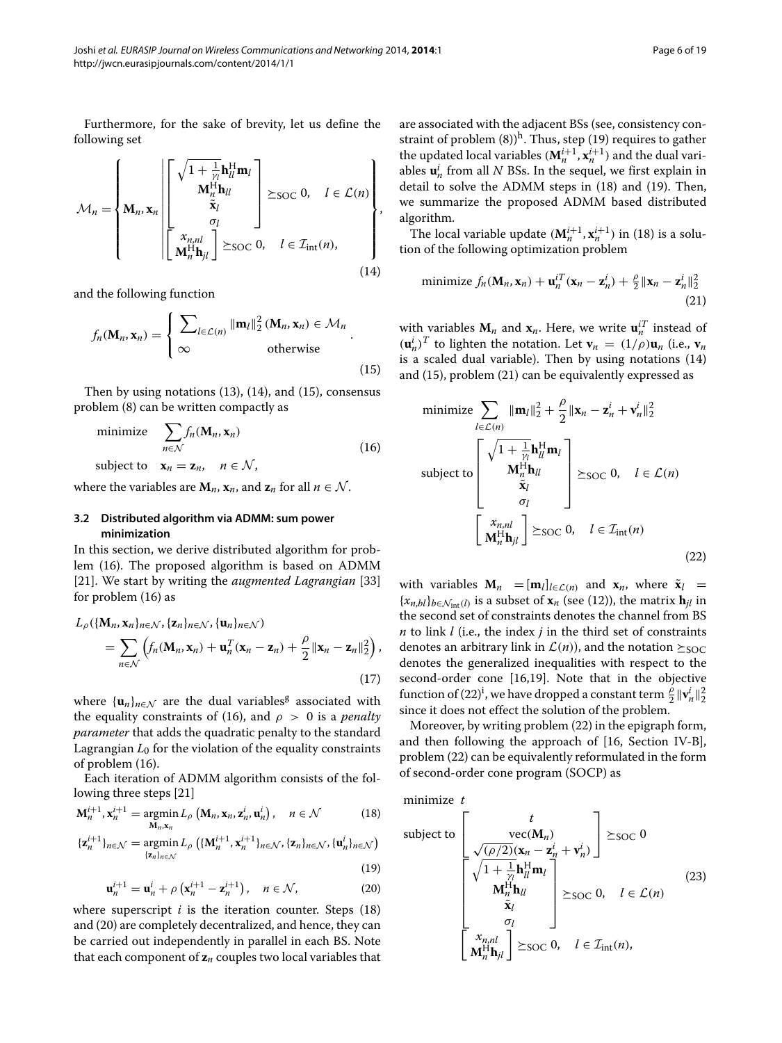Furthermore, for the sake of brevity, let us define the following set

$$\mathcal{M}_n = \left\{ \mathbf{M}_n, \mathbf{x}_n \left| \begin{array}{l} \begin{bmatrix} \sqrt{1+\frac{1}{\gamma_l}}\mathbf{h}_{ll}^{\mathrm{H}}\mathbf{m}_l \\ \mathbf{M}_n^{\mathrm{H}}\mathbf{h}_{ll} \\ \tilde{\mathbf{x}}_l \\ \sigma_l \end{bmatrix} \succeq_{\mathrm{SOC}} 0, \quad l \in \mathcal{L}(n) \\ \begin{bmatrix} x_{n,nl} \\ \mathbf{M}_n^{\mathrm{H}}\mathbf{h}_{jl} \end{bmatrix} \succeq_{\mathrm{SOC}} 0, \quad l \in \mathcal{I}_{\mathrm{int}}(n), \end{array} \right. \right\}, \tag{14}$$

and the following function

$$f_n(\mathbf{M}_n, \mathbf{x}_n) = \begin{cases} \sum_{l\in\mathcal{L}(n)} \|\mathbf{m}_l\|_2^2 & (\mathbf{M}_n, \mathbf{x}_n) \in \mathcal{M}_n \\ \infty & \text{otherwise} \end{cases}. \tag{15}$$

Then by using notations (13), (14), and (15), consensus problem (8) can be written compactly as

$$\begin{array}{ll} \text{minimize} & \sum_{n\in\mathcal{N}} f_n(\mathbf{M}_n, \mathbf{x}_n) \\ \text{subject to} & \mathbf{x}_n = \mathbf{z}_n, \quad n \in \mathcal{N}, \end{array} \tag{16}$$

where the variables are $\mathbf{M}_n$, $\mathbf{x}_n$, and $\mathbf{z}_n$ for all $n \in \mathcal{N}$.

### 3.2 Distributed algorithm via ADMM: sum power minimization

In this section, we derive distributed algorithm for problem (16). The proposed algorithm is based on ADMM [21]. We start by writing the *augmented Lagrangian* [33] for problem (16) as

$$L_\rho(\{\mathbf{M}_n, \mathbf{x}_n\}_{n\in\mathcal{N}}, \{\mathbf{z}_n\}_{n\in\mathcal{N}}, \{\mathbf{u}_n\}_{n\in\mathcal{N}}) = \sum_{n\in\mathcal{N}} \left( f_n(\mathbf{M}_n, \mathbf{x}_n) + \mathbf{u}_n^T(\mathbf{x}_n - \mathbf{z}_n) + \frac{\rho}{2}\|\mathbf{x}_n - \mathbf{z}_n\|_2^2 \right), \tag{17}$$

where $\{\mathbf{u}_n\}_{n\in\mathcal{N}}$ are the dual variables[g] associated with the equality constraints of (16), and $\rho > 0$ is a *penalty parameter* that adds the quadratic penalty to the standard Lagrangian $L_0$ for the violation of the equality constraints of problem (16).

Each iteration of ADMM algorithm consists of the following three steps [21]

$$\mathbf{M}_n^{i+1}, \mathbf{x}_n^{i+1} = \underset{\mathbf{M}_n, \mathbf{x}_n}{\operatorname{argmin}}\, L_\rho\left(\mathbf{M}_n, \mathbf{x}_n, \mathbf{z}_n^i, \mathbf{u}_n^i\right), \quad n \in \mathcal{N} \tag{18}$$

$$\{\mathbf{z}_n^{i+1}\}_{n\in\mathcal{N}} = \underset{\{\mathbf{z}_n\}_{n\in\mathcal{N}}}{\operatorname{argmin}}\, L_\rho\left(\{\mathbf{M}_n^{i+1}, \mathbf{x}_n^{i+1}\}_{n\in\mathcal{N}}, \{\mathbf{z}_n\}_{n\in\mathcal{N}}, \{\mathbf{u}_n^i\}_{n\in\mathcal{N}}\right) \tag{19}$$

$$\mathbf{u}_n^{i+1} = \mathbf{u}_n^i + \rho\left(\mathbf{x}_n^{i+1} - \mathbf{z}_n^{i+1}\right), \quad n \in \mathcal{N}, \tag{20}$$

where superscript $i$ is the iteration counter. Steps (18) and (20) are completely decentralized, and hence, they can be carried out independently in parallel in each BS. Note that each component of $\mathbf{z}_n$ couples two local variables that are associated with the adjacent BSs (see, consistency constraint of problem (8))[h]. Thus, step (19) requires to gather the updated local variables $(\mathbf{M}_n^{i+1}, \mathbf{x}_n^{i+1})$ and the dual variables $\mathbf{u}_n^i$ from all $N$ BSs. In the sequel, we first explain in detail to solve the ADMM steps in (18) and (19). Then, we summarize the proposed ADMM based distributed algorithm.

The local variable update $(\mathbf{M}_n^{i+1}, \mathbf{x}_n^{i+1})$ in (18) is a solution of the following optimization problem

$$\text{minimize } f_n(\mathbf{M}_n, \mathbf{x}_n) + \mathbf{u}_n^{iT}(\mathbf{x}_n - \mathbf{z}_n^i) + \frac{\rho}{2}\|\mathbf{x}_n - \mathbf{z}_n^i\|_2^2 \tag{21}$$

with variables $\mathbf{M}_n$ and $\mathbf{x}_n$. Here, we write $\mathbf{u}_n^{iT}$ instead of $(\mathbf{u}_n^i)^T$ to lighten the notation. Let $\mathbf{v}_n = (1/\rho)\mathbf{u}_n$ (i.e., $\mathbf{v}_n$ is a scaled dual variable). Then by using notations (14) and (15), problem (21) can be equivalently expressed as

$$\begin{array}{ll} \text{minimize} & \sum_{l\in\mathcal{L}(n)} \|\mathbf{m}_l\|_2^2 + \frac{\rho}{2}\|\mathbf{x}_n - \mathbf{z}_n^i + \mathbf{v}_n^i\|_2^2 \\ \text{subject to} & \begin{bmatrix} \sqrt{1+\frac{1}{\gamma_l}}\mathbf{h}_{ll}^{\mathrm{H}}\mathbf{m}_l \\ \mathbf{M}_n^{\mathrm{H}}\mathbf{h}_{ll} \\ \tilde{\mathbf{x}}_l \\ \sigma_l \end{bmatrix} \succeq_{\mathrm{SOC}} 0, \quad l \in \mathcal{L}(n) \\ & \begin{bmatrix} x_{n,nl} \\ \mathbf{M}_n^{\mathrm{H}}\mathbf{h}_{jl} \end{bmatrix} \succeq_{\mathrm{SOC}} 0, \quad l \in \mathcal{I}_{\mathrm{int}}(n) \end{array} \tag{22}$$

with variables $\mathbf{M}_n = [\mathbf{m}_l]_{l\in\mathcal{L}(n)}$ and $\mathbf{x}_n$, where $\tilde{\mathbf{x}}_l = \{x_{n,bl}\}_{b\in\mathcal{N}_{\mathrm{int}}(l)}$ is a subset of $\mathbf{x}_n$ (see (12)), the matrix $\mathbf{h}_{jl}$ in the second set of constraints denotes the channel from BS $n$ to link $l$ (i.e., the index $j$ in the third set of constraints denotes an arbitrary link in $\mathcal{L}(n)$), and the notation $\succeq_{\mathrm{SOC}}$ denotes the generalized inequalities with respect to the second-order cone [16,19]. Note that in the objective function of (22)[i], we have dropped a constant term $\frac{\rho}{2}\|\mathbf{v}_n^i\|_2^2$ since it does not effect the solution of the problem.

Moreover, by writing problem (22) in the epigraph form, and then following the approach of [16, Section IV-B], problem (22) can be equivalently reformulated in the form of second-order cone program (SOCP) as

$$\begin{array}{ll} \text{minimize} & t \\ \text{subject to} & \begin{bmatrix} t \\ \mathrm{vec}(\mathbf{M}_n) \\ \sqrt{(\rho/2)}(\mathbf{x}_n - \mathbf{z}_n^i + \mathbf{v}_n^i) \end{bmatrix} \succeq_{\mathrm{SOC}} 0 \\ & \begin{bmatrix} \sqrt{1+\frac{1}{\gamma_l}}\mathbf{h}_{ll}^{\mathrm{H}}\mathbf{m}_l \\ \mathbf{M}_n^{\mathrm{H}}\mathbf{h}_{ll} \\ \tilde{\mathbf{x}}_l \\ \sigma_l \end{bmatrix} \succeq_{\mathrm{SOC}} 0, \quad l \in \mathcal{L}(n) \\ & \begin{bmatrix} x_{n,nl} \\ \mathbf{M}_n^{\mathrm{H}}\mathbf{h}_{jl} \end{bmatrix} \succeq_{\mathrm{SOC}} 0, \quad l \in \mathcal{I}_{\mathrm{int}}(n), \end{array} \tag{23}$$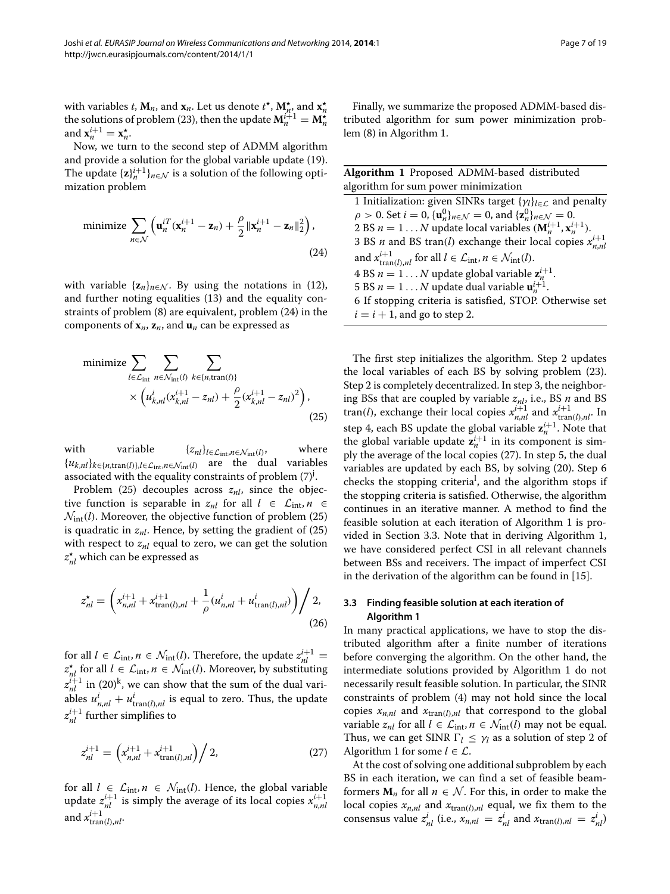with variables $t$, $\mathbf{M}_n$, and $\mathbf{x}_n$. Let us denote $t^\star$, $\mathbf{M}_n^\star$, and $\mathbf{x}_n^\star$ the solutions of problem (23), then the update $\mathbf{M}_n^{i+1} = \mathbf{M}_n^\star$ and $\mathbf{x}_n^{i+1} = \mathbf{x}_n^\star$.

Now, we turn to the second step of ADMM algorithm and provide a solution for the global variable update (19). The update $\{\mathbf{z}\}_n^{i+1}\}_{n\in\mathcal{N}}$ is a solution of the following optimization problem

$$\text{minimize} \sum_{n\in\mathcal{N}} \left( \mathbf{u}_n^{iT}(\mathbf{x}_n^{i+1} - \mathbf{z}_n) + \frac{\rho}{2}\|\mathbf{x}_n^{i+1} - \mathbf{z}_n\|_2^2 \right), \tag{24}$$

with variable $\{\mathbf{z}_n\}_{n\in\mathcal{N}}$. By using the notations in (12), and further noting equalities (13) and the equality constraints of problem (8) are equivalent, problem (24) in the components of $\mathbf{x}_n$, $\mathbf{z}_n$, and $\mathbf{u}_n$ can be expressed as

$$\begin{aligned}\text{minimize} &\sum_{l\in\mathcal{L}_{\text{int}}} \sum_{n\in\mathcal{N}_{\text{int}}(l)} \sum_{k\in\{n,\text{tran}(l)\}} \\ &\times \left( u_{k,nl}^i (x_{k,nl}^{i+1} - z_{nl}) + \frac{\rho}{2}(x_{k,nl}^{i+1} - z_{nl})^2 \right),\end{aligned} \tag{25}$$

with variable $\{z_{nl}\}_{l\in\mathcal{L}_{\text{int}}, n\in\mathcal{N}_{\text{int}}(l)}$, where $\{u_{k,nl}\}_{k\in\{n,\text{tran}(l)\}, l\in\mathcal{L}_{\text{int}}, n\in\mathcal{N}_{\text{int}}(l)}$ are the dual variables associated with the equality constraints of problem (7)[j].

Problem (25) decouples across $z_{nl}$, since the objective function is separable in $z_{nl}$ for all $l \in \mathcal{L}_{\text{int}}, n \in \mathcal{N}_{\text{int}}(l)$. Moreover, the objective function of problem (25) is quadratic in $z_{nl}$. Hence, by setting the gradient of (25) with respect to $z_{nl}$ equal to zero, we can get the solution $z_{nl}^\star$ which can be expressed as

$$z_{nl}^\star = \left( x_{n,nl}^{i+1} + x_{\text{tran}(l),nl}^{i+1} + \frac{1}{\rho}(u_{n,nl}^i + u_{\text{tran}(l),nl}^i) \right) \Big/ 2, \tag{26}$$

for all $l \in \mathcal{L}_{\text{int}}, n \in \mathcal{N}_{\text{int}}(l)$. Therefore, the update $z_{nl}^{i+1} = z_{nl}^\star$ for all $l \in \mathcal{L}_{\text{int}}, n \in \mathcal{N}_{\text{int}}(l)$. Moreover, by substituting $z_{nl}^{i+1}$ in (20)[k], we can show that the sum of the dual variables $u_{n,nl}^i + u_{\text{tran}(l),nl}^i$ is equal to zero. Thus, the update $z_{nl}^{i+1}$ further simplifies to

$$z_{nl}^{i+1} = \left( x_{n,nl}^{i+1} + x_{\text{tran}(l),nl}^{i+1} \right) \Big/ 2, \tag{27}$$

for all $l \in \mathcal{L}_{\text{int}}, n \in \mathcal{N}_{\text{int}}(l)$. Hence, the global variable update $z_{nl}^{i+1}$ is simply the average of its local copies $x_{n,nl}^{i+1}$ and $x_{\text{tran}(l),nl}^{i+1}$.

Finally, we summarize the proposed ADMM-based distributed algorithm for sum power minimization problem (8) in Algorithm 1.

**Algorithm 1** Proposed ADMM-based distributed algorithm for sum power minimization

1 Initialization: given SINRs target $\{\gamma_l\}_{l\in\mathcal{L}}$ and penalty $\rho > 0$. Set $i = 0$, $\{\mathbf{u}_n^0\}_{n\in\mathcal{N}} = 0$, and $\{\mathbf{z}_n^0\}_{n\in\mathcal{N}} = 0$.
2 BS $n = 1 \ldots N$ update local variables $(\mathbf{M}_n^{i+1}, \mathbf{x}_n^{i+1})$.
3 BS $n$ and BS tran($l$) exchange their local copies $x_{n,nl}^{i+1}$ and $x_{\text{tran}(l),nl}^{i+1}$ for all $l \in \mathcal{L}_{\text{int}}, n \in \mathcal{N}_{\text{int}}(l)$.
4 BS $n = 1 \ldots N$ update global variable $\mathbf{z}_n^{i+1}$.
5 BS $n = 1 \ldots N$ update dual variable $\mathbf{u}_n^{i+1}$.
6 If stopping criteria is satisfied, STOP. Otherwise set $i = i + 1$, and go to step 2.

The first step initializes the algorithm. Step 2 updates the local variables of each BS by solving problem (23). Step 2 is completely decentralized. In step 3, the neighboring BSs that are coupled by variable $z_{nl}$, i.e., BS $n$ and BS tran($l$), exchange their local copies $x_{n,nl}^{i+1}$ and $x_{\text{tran}(l),nl}^{i+1}$. In step 4, each BS update the global variable $\mathbf{z}_n^{i+1}$. Note that the global variable update $\mathbf{z}_n^{i+1}$ in its component is simply the average of the local copies (27). In step 5, the dual variables are updated by each BS, by solving (20). Step 6 checks the stopping criteria[l], and the algorithm stops if the stopping criteria is satisfied. Otherwise, the algorithm continues in an iterative manner. A method to find the feasible solution at each iteration of Algorithm 1 is provided in Section 3.3. Note that in deriving Algorithm 1, we have considered perfect CSI in all relevant channels between BSs and receivers. The impact of imperfect CSI in the derivation of the algorithm can be found in [15].

### 3.3 Finding feasible solution at each iteration of Algorithm 1

In many practical applications, we have to stop the distributed algorithm after a finite number of iterations before converging the algorithm. On the other hand, the intermediate solutions provided by Algorithm 1 do not necessarily result feasible solution. In particular, the SINR constraints of problem (4) may not hold since the local copies $x_{n,nl}$ and $x_{\text{tran}(l),nl}$ that correspond to the global variable $z_{nl}$ for all $l \in \mathcal{L}_{\text{int}}, n \in \mathcal{N}_{\text{int}}(l)$ may not be equal. Thus, we can get SINR $\Gamma_l \leq \gamma_l$ as a solution of step 2 of Algorithm 1 for some $l \in \mathcal{L}$.

At the cost of solving one additional subproblem by each BS in each iteration, we can find a set of feasible beamformers $\mathbf{M}_n$ for all $n \in \mathcal{N}$. For this, in order to make the local copies $x_{n,nl}$ and $x_{\text{tran}(l),nl}$ equal, we fix them to the consensus value $z_{nl}^i$ (i.e., $x_{n,nl} = z_{nl}^i$ and $x_{\text{tran}(l),nl} = z_{nl}^i$)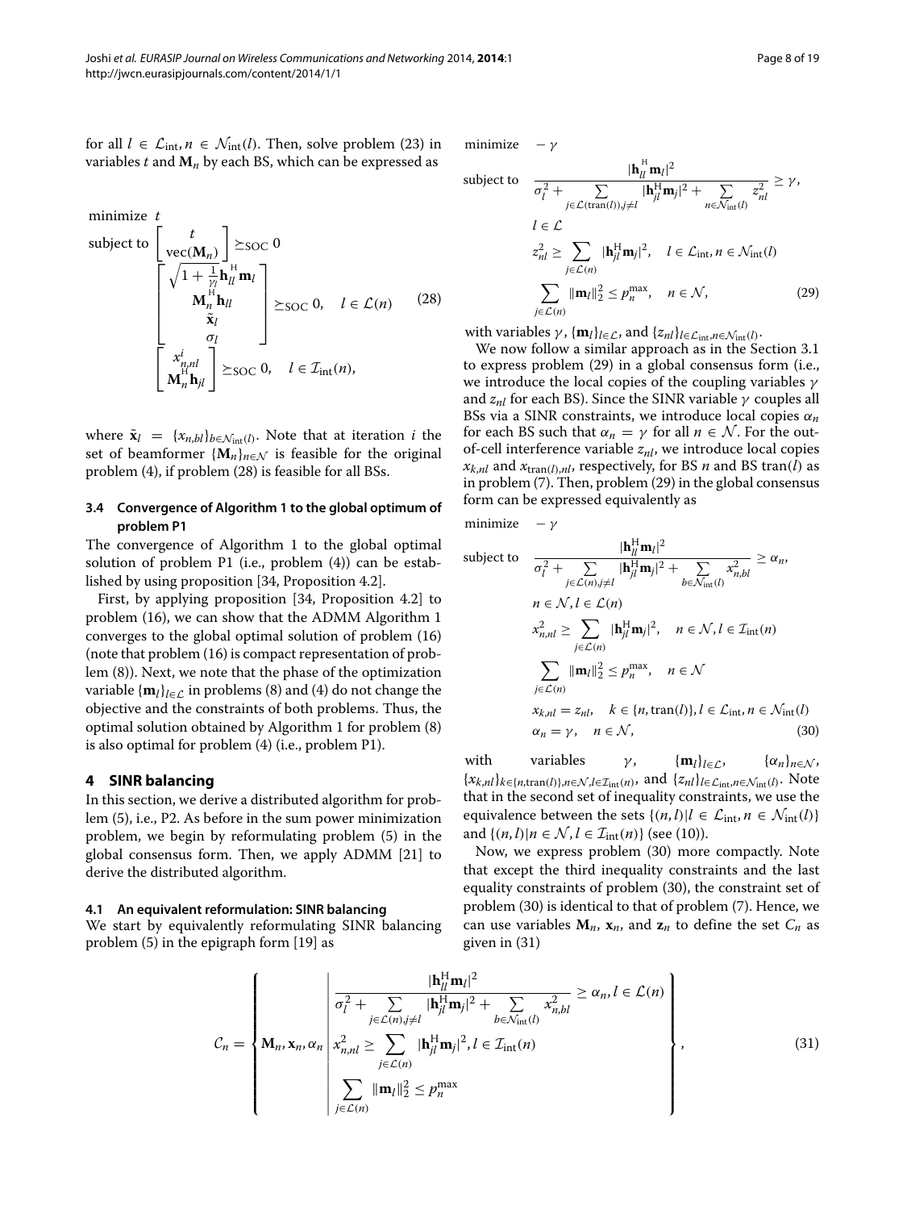for all $l \in \mathcal{L}_{\text{int}}, n \in \mathcal{N}_{\text{int}}(l)$. Then, solve problem (23) in variables $t$ and $\mathbf{M}_n$ by each BS, which can be expressed as

$$
\begin{array}{ll}
\text{minimize} & t \\
\text{subject to} & \begin{bmatrix} t \\ \text{vec}(\mathbf{M}_n) \end{bmatrix} \succeq_{\text{SOC}} 0 \\
& \begin{bmatrix} \sqrt{1+\frac{1}{\gamma_l}} \mathbf{h}_{ll}^{\text{H}} \mathbf{m}_l \\ \mathbf{M}_n^{\text{H}} \mathbf{h}_{ll} \\ \tilde{\mathbf{x}}_l \\ \sigma_l \end{bmatrix} \succeq_{\text{SOC}} 0, \quad l \in \mathcal{L}(n) \\
& \begin{bmatrix} x_{n,nl}^{i} \\ \mathbf{M}_n^{\text{H}} \mathbf{h}_{jl} \end{bmatrix} \succeq_{\text{SOC}} 0, \quad l \in \mathcal{I}_{\text{int}}(n),
\end{array} \tag{28}
$$

where $\tilde{\mathbf{x}}_l = \{x_{n,bl}\}_{b \in \mathcal{N}_{\text{int}}(l)}$. Note that at iteration $i$ the set of beamformer $\{\mathbf{M}_n\}_{n \in \mathcal{N}}$ is feasible for the original problem (4), if problem (28) is feasible for all BSs.

### 3.4 Convergence of Algorithm 1 to the global optimum of problem P1

The convergence of Algorithm 1 to the global optimal solution of problem P1 (i.e., problem (4)) can be established by using proposition [34, Proposition 4.2].

First, by applying proposition [34, Proposition 4.2] to problem (16), we can show that the ADMM Algorithm 1 converges to the global optimal solution of problem (16) (note that problem (16) is compact representation of problem (8)). Next, we note that the phase of the optimization variable $\{\mathbf{m}_l\}_{l \in \mathcal{L}}$ in problems (8) and (4) do not change the objective and the constraints of both problems. Thus, the optimal solution obtained by Algorithm 1 for problem (8) is also optimal for problem (4) (i.e., problem P1).

## 4 SINR balancing

In this section, we derive a distributed algorithm for problem (5), i.e., P2. As before in the sum power minimization problem, we begin by reformulating problem (5) in the global consensus form. Then, we apply ADMM [21] to derive the distributed algorithm.

### 4.1 An equivalent reformulation: SINR balancing

We start by equivalently reformulating SINR balancing problem (5) in the epigraph form [19] as

$$
\begin{array}{ll}
\text{minimize} & -\gamma \\
\text{subject to} & \dfrac{|\mathbf{h}_{ll}^{\text{H}} \mathbf{m}_l|^2}{\sigma_l^2 + \sum_{j \in \mathcal{L}(\text{tran}(l)), j \neq l} |\mathbf{h}_{jl}^{\text{H}} \mathbf{m}_j|^2 + \sum_{n \in \mathcal{N}_{\text{int}}(l)} z_{nl}^2} \geq \gamma, \\
& l \in \mathcal{L} \\
& z_{nl}^2 \geq \sum_{j \in \mathcal{L}(n)} |\mathbf{h}_{jl}^{\text{H}} \mathbf{m}_j|^2, \quad l \in \mathcal{L}_{\text{int}}, n \in \mathcal{N}_{\text{int}}(l) \\
& \sum_{j \in \mathcal{L}(n)} \|\mathbf{m}_l\|_2^2 \leq p_n^{\max}, \quad n \in \mathcal{N},
\end{array} \tag{29}
$$

with variables $\gamma$, $\{\mathbf{m}_l\}_{l \in \mathcal{L}}$, and $\{z_{nl}\}_{l \in \mathcal{L}_{\text{int}}, n \in \mathcal{N}_{\text{int}}(l)}$.

We now follow a similar approach as in the Section 3.1 to express problem (29) in a global consensus form (i.e., we introduce the local copies of the coupling variables $\gamma$ and $z_{nl}$ for each BS). Since the SINR variable $\gamma$ couples all BSs via a SINR constraints, we introduce local copies $\alpha_n$ for each BS such that $\alpha_n = \gamma$ for all $n \in \mathcal{N}$. For the out-of-cell interference variable $z_{nl}$, we introduce local copies $x_{k,nl}$ and $x_{\text{tran}(l),nl}$, respectively, for BS $n$ and BS $\text{tran}(l)$ as in problem (7). Then, problem (29) in the global consensus form can be expressed equivalently as

$$
\begin{array}{ll}
\text{minimize} & -\gamma \\
\text{subject to} & \dfrac{|\mathbf{h}_{ll}^{\text{H}} \mathbf{m}_l|^2}{\sigma_l^2 + \sum_{j \in \mathcal{L}(n), j \neq l} |\mathbf{h}_{jl}^{\text{H}} \mathbf{m}_j|^2 + \sum_{b \in \mathcal{N}_{\text{int}}(l)} x_{n,bl}^2} \geq \alpha_n, \\
& n \in \mathcal{N}, l \in \mathcal{L}(n) \\
& x_{n,nl}^2 \geq \sum_{j \in \mathcal{L}(n)} |\mathbf{h}_{jl}^{\text{H}} \mathbf{m}_j|^2, \quad n \in \mathcal{N}, l \in \mathcal{I}_{\text{int}}(n) \\
& \sum_{j \in \mathcal{L}(n)} \|\mathbf{m}_l\|_2^2 \leq p_n^{\max}, \quad n \in \mathcal{N} \\
& x_{k,nl} = z_{nl}, \quad k \in \{n, \text{tran}(l)\}, l \in \mathcal{L}_{\text{int}}, n \in \mathcal{N}_{\text{int}}(l) \\
& \alpha_n = \gamma, \quad n \in \mathcal{N},
\end{array} \tag{30}
$$

with variables $\gamma$, $\{\mathbf{m}_l\}_{l \in \mathcal{L}}$, $\{\alpha_n\}_{n \in \mathcal{N}}$, $\{x_{k,nl}\}_{k \in \{n, \text{tran}(l)\}, n \in \mathcal{N}, l \in \mathcal{I}_{\text{int}}(n)}$, and $\{z_{nl}\}_{l \in \mathcal{L}_{\text{int}}, n \in \mathcal{N}_{\text{int}}(l)}$. Note that in the second set of inequality constraints, we use the equivalence between the sets $\{(n,l) | l \in \mathcal{L}_{\text{int}}, n \in \mathcal{N}_{\text{int}}(l)\}$ and $\{(n,l) | n \in \mathcal{N}, l \in \mathcal{I}_{\text{int}}(n)\}$ (see (10)).

Now, we express problem (30) more compactly. Note that except the third inequality constraints and the last equality constraints of problem (30), the constraint set of problem (30) is identical to that of problem (7). Hence, we can use variables $\mathbf{M}_n$, $\mathbf{x}_n$, and $\mathbf{z}_n$ to define the set $C_n$ as given in (31)

$$
\mathcal{C}_n = \left\{ \mathbf{M}_n, \mathbf{x}_n, \alpha_n \;\middle|\; \begin{array}{l} \dfrac{|\mathbf{h}_{ll}^{\text{H}} \mathbf{m}_l|^2}{\sigma_l^2 + \sum_{j \in \mathcal{L}(n), j \neq l} |\mathbf{h}_{jl}^{\text{H}} \mathbf{m}_j|^2 + \sum_{b \in \mathcal{N}_{\text{int}}(l)} x_{n,bl}^2} \geq \alpha_n, l \in \mathcal{L}(n) \\ x_{n,nl}^2 \geq \sum_{j \in \mathcal{L}(n)} |\mathbf{h}_{jl}^{\text{H}} \mathbf{m}_j|^2, l \in \mathcal{I}_{\text{int}}(n) \\ \sum_{j \in \mathcal{L}(n)} \|\mathbf{m}_l\|_2^2 \leq p_n^{\max} \end{array} \right\}, \tag{31}
$$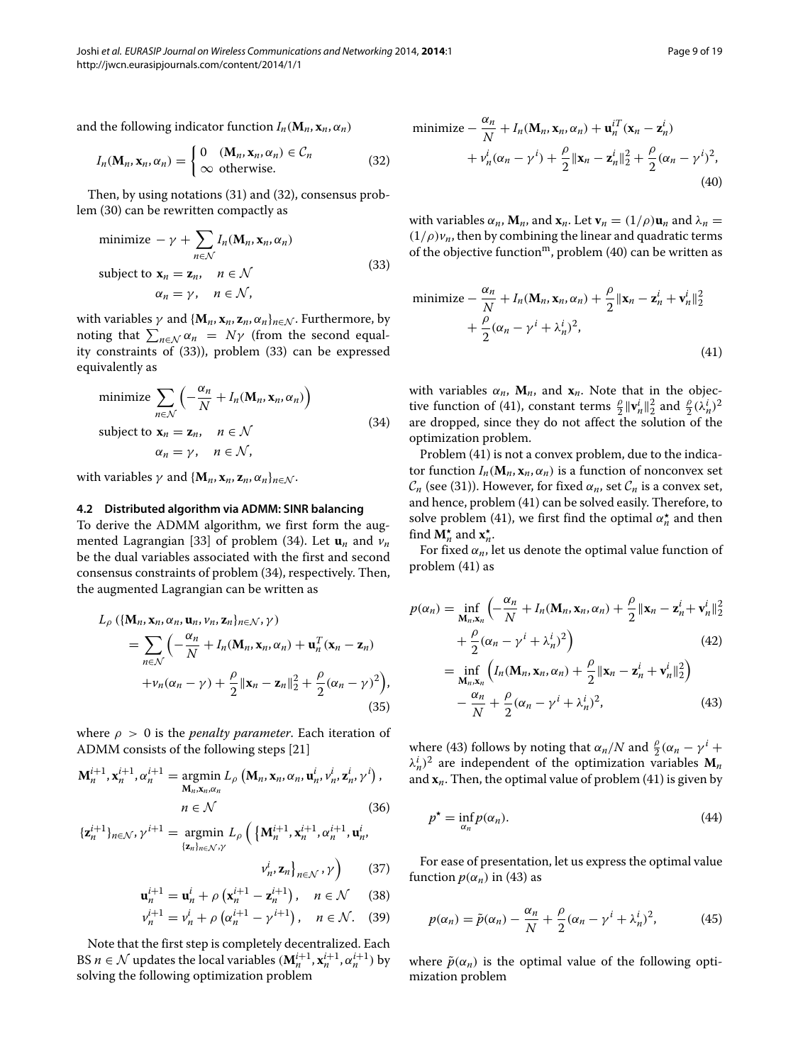and the following indicator function $I_n(\mathbf{M}_n, \mathbf{x}_n, \alpha_n)$

$$I_n(\mathbf{M}_n, \mathbf{x}_n, \alpha_n) = \begin{cases} 0 & (\mathbf{M}_n, \mathbf{x}_n, \alpha_n) \in \mathcal{C}_n \\ \infty & \text{otherwise.} \end{cases} \quad (32)$$

Then, by using notations (31) and (32), consensus problem (30) can be rewritten compactly as

$$\begin{aligned} &\text{minimize } -\gamma + \sum_{n\in\mathcal{N}} I_n(\mathbf{M}_n, \mathbf{x}_n, \alpha_n) \\ &\text{subject to } \mathbf{x}_n = \mathbf{z}_n, \quad n \in \mathcal{N} \\ &\qquad\qquad \alpha_n = \gamma, \quad n \in \mathcal{N}, \end{aligned} \quad (33)$$

with variables $\gamma$ and $\{\mathbf{M}_n, \mathbf{x}_n, \mathbf{z}_n, \alpha_n\}_{n\in\mathcal{N}}$. Furthermore, by noting that $\sum_{n\in\mathcal{N}} \alpha_n = N\gamma$ (from the second equality constraints of (33)), problem (33) can be expressed equivalently as

$$\begin{aligned} &\text{minimize } \sum_{n\in\mathcal{N}} \Big(-\frac{\alpha_n}{N} + I_n(\mathbf{M}_n, \mathbf{x}_n, \alpha_n)\Big) \\ &\text{subject to } \mathbf{x}_n = \mathbf{z}_n, \quad n \in \mathcal{N} \\ &\qquad\qquad \alpha_n = \gamma, \quad n \in \mathcal{N}, \end{aligned} \quad (34)$$

with variables $\gamma$ and $\{\mathbf{M}_n, \mathbf{x}_n, \mathbf{z}_n, \alpha_n\}_{n\in\mathcal{N}}$.

### 4.2 Distributed algorithm via ADMM: SINR balancing

To derive the ADMM algorithm, we first form the augmented Lagrangian [33] of problem (34). Let $\mathbf{u}_n$ and $\nu_n$ be the dual variables associated with the first and second consensus constraints of problem (34), respectively. Then, the augmented Lagrangian can be written as

$$\begin{aligned} &L_\rho\left(\{\mathbf{M}_n, \mathbf{x}_n, \alpha_n, \mathbf{u}_n, \nu_n, \mathbf{z}_n\}_{n\in\mathcal{N}}, \gamma\right) \\ &= \sum_{n\in\mathcal{N}} \Big(-\frac{\alpha_n}{N} + I_n(\mathbf{M}_n, \mathbf{x}_n, \alpha_n) + \mathbf{u}_n^T(\mathbf{x}_n - \mathbf{z}_n) \\ &\quad + \nu_n(\alpha_n - \gamma) + \frac{\rho}{2}\|\mathbf{x}_n - \mathbf{z}_n\|_2^2 + \frac{\rho}{2}(\alpha_n - \gamma)^2\Big), \end{aligned} \quad (35)$$

where $\rho > 0$ is the *penalty parameter*. Each iteration of ADMM consists of the following steps [21]

$$\mathbf{M}_n^{i+1}, \mathbf{x}_n^{i+1}, \alpha_n^{i+1} = \underset{\mathbf{M}_n, \mathbf{x}_n, \alpha_n}{\operatorname{argmin}}\, L_\rho\left(\mathbf{M}_n, \mathbf{x}_n, \alpha_n, \mathbf{u}_n^i, \nu_n^i, \mathbf{z}_n^i, \gamma^i\right), \quad n \in \mathcal{N} \quad (36)$$

$$\{\mathbf{z}_n^{i+1}\}_{n\in\mathcal{N}}, \gamma^{i+1} = \underset{\{\mathbf{z}_n\}_{n\in\mathcal{N}}, \gamma}{\operatorname{argmin}}\, L_\rho\left(\left\{\mathbf{M}_n^{i+1}, \mathbf{x}_n^{i+1}, \alpha_n^{i+1}, \mathbf{u}_n^i, \nu_n^i, \mathbf{z}_n\right\}_{n\in\mathcal{N}}, \gamma\right) \quad (37)$$

$$\mathbf{u}_n^{i+1} = \mathbf{u}_n^i + \rho\left(\mathbf{x}_n^{i+1} - \mathbf{z}_n^{i+1}\right), \quad n \in \mathcal{N} \quad (38)$$

$$\nu_n^{i+1} = \nu_n^i + \rho\left(\alpha_n^{i+1} - \gamma^{i+1}\right), \quad n \in \mathcal{N}. \quad (39)$$

Note that the first step is completely decentralized. Each BS $n \in \mathcal{N}$ updates the local variables $(\mathbf{M}_n^{i+1}, \mathbf{x}_n^{i+1}, \alpha_n^{i+1})$ by solving the following optimization problem

$$\begin{aligned} \text{minimize } &-\frac{\alpha_n}{N} + I_n(\mathbf{M}_n, \mathbf{x}_n, \alpha_n) + \mathbf{u}_n^{iT}(\mathbf{x}_n - \mathbf{z}_n^i) \\ &+ \nu_n^i(\alpha_n - \gamma^i) + \frac{\rho}{2}\|\mathbf{x}_n - \mathbf{z}_n^i\|_2^2 + \frac{\rho}{2}(\alpha_n - \gamma^i)^2, \end{aligned} \quad (40)$$

with variables $\alpha_n$, $\mathbf{M}_n$, and $\mathbf{x}_n$. Let $\mathbf{v}_n = (1/\rho)\mathbf{u}_n$ and $\lambda_n = (1/\rho)\nu_n$, then by combining the linear and quadratic terms of the objective function[m], problem (40) can be written as

$$\begin{aligned} \text{minimize } &-\frac{\alpha_n}{N} + I_n(\mathbf{M}_n, \mathbf{x}_n, \alpha_n) + \frac{\rho}{2}\|\mathbf{x}_n - \mathbf{z}_n^i + \mathbf{v}_n^i\|_2^2 \\ &+ \frac{\rho}{2}(\alpha_n - \gamma^i + \lambda_n^i)^2, \end{aligned} \quad (41)$$

with variables $\alpha_n$, $\mathbf{M}_n$, and $\mathbf{x}_n$. Note that in the objective function of (41), constant terms $\frac{\rho}{2}\|\mathbf{v}_n^i\|_2^2$ and $\frac{\rho}{2}(\lambda_n^i)^2$ are dropped, since they do not affect the solution of the optimization problem.

Problem (41) is not a convex problem, due to the indicator function $I_n(\mathbf{M}_n, \mathbf{x}_n, \alpha_n)$ is a function of nonconvex set $\mathcal{C}_n$ (see (31)). However, for fixed $\alpha_n$, set $\mathcal{C}_n$ is a convex set, and hence, problem (41) can be solved easily. Therefore, to solve problem (41), we first find the optimal $\alpha_n^\star$ and then find $\mathbf{M}_n^\star$ and $\mathbf{x}_n^\star$.

For fixed $\alpha_n$, let us denote the optimal value function of problem (41) as

$$\begin{aligned} p(\alpha_n) &= \inf_{\mathbf{M}_n, \mathbf{x}_n} \Big(-\frac{\alpha_n}{N} + I_n(\mathbf{M}_n, \mathbf{x}_n, \alpha_n) + \frac{\rho}{2}\|\mathbf{x}_n - \mathbf{z}_n^i + \mathbf{v}_n^i\|_2^2 \\ &\quad + \frac{\rho}{2}(\alpha_n - \gamma^i + \lambda_n^i)^2\Big) \quad (42) \\ &= \inf_{\mathbf{M}_n, \mathbf{x}_n} \Big(I_n(\mathbf{M}_n, \mathbf{x}_n, \alpha_n) + \frac{\rho}{2}\|\mathbf{x}_n - \mathbf{z}_n^i + \mathbf{v}_n^i\|_2^2\Big) \\ &\quad - \frac{\alpha_n}{N} + \frac{\rho}{2}(\alpha_n - \gamma^i + \lambda_n^i)^2, \quad (43) \end{aligned}$$

where (43) follows by noting that $\alpha_n/N$ and $\frac{\rho}{2}(\alpha_n - \gamma^i + \lambda_n^i)^2$ are independent of the optimization variables $\mathbf{M}_n$ and $\mathbf{x}_n$. Then, the optimal value of problem (41) is given by

$$p^\star = \inf_{\alpha_n} p(\alpha_n). \quad (44)$$

For ease of presentation, let us express the optimal value function $p(\alpha_n)$ in (43) as

$$p(\alpha_n) = \tilde{p}(\alpha_n) - \frac{\alpha_n}{N} + \frac{\rho}{2}(\alpha_n - \gamma^i + \lambda_n^i)^2, \quad (45)$$

where $\tilde{p}(\alpha_n)$ is the optimal value of the following optimization problem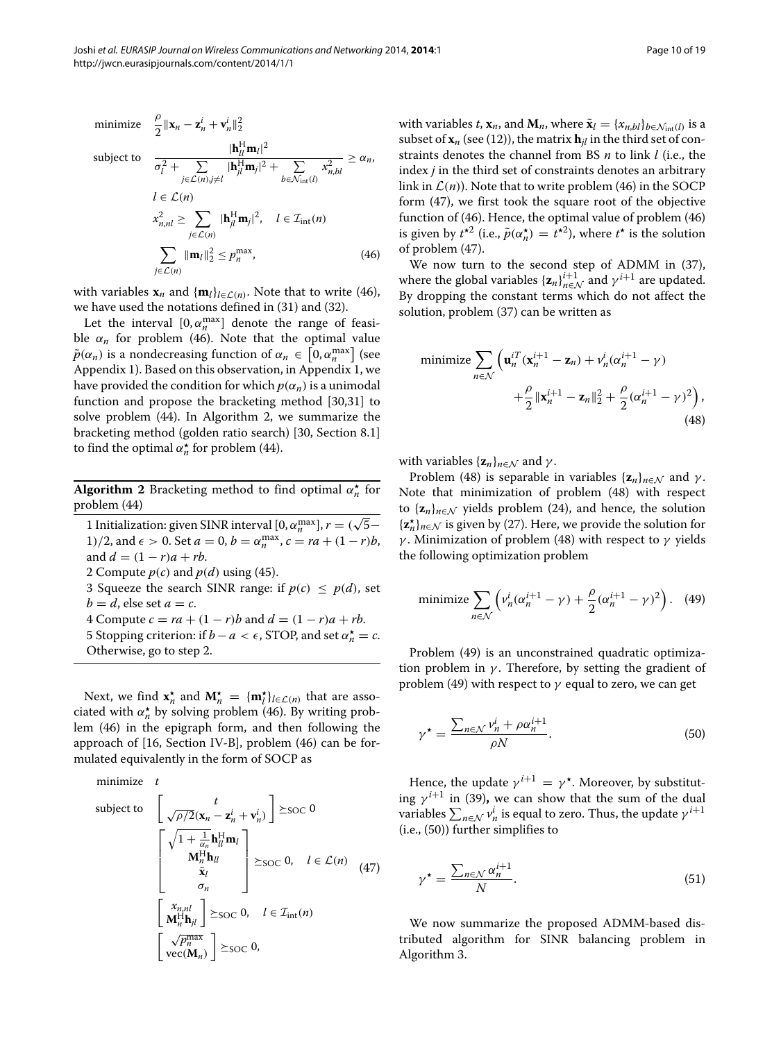$$
\begin{array}{ll}
\text{minimize} & \frac{\rho}{2}\|\mathbf{x}_n - \mathbf{z}_n^i + \mathbf{v}_n^i\|_2^2 \\
\text{subject to} & \frac{|\mathbf{h}_{ll}^{\mathrm{H}}\mathbf{m}_l|^2}{\sigma_l^2 + \sum_{j\in\mathcal{L}(n), j\neq l} |\mathbf{h}_{jl}^{\mathrm{H}}\mathbf{m}_j|^2 + \sum_{b\in\mathcal{N}_{\mathrm{int}}(l)} x_{n,bl}^2} \geq \alpha_n, \\
& l \in \mathcal{L}(n) \\
& x_{n,nl}^2 \geq \sum_{j\in\mathcal{L}(n)} |\mathbf{h}_{jl}^{\mathrm{H}}\mathbf{m}_j|^2, \quad l \in \mathcal{I}_{\mathrm{int}}(n) \\
& \sum_{j\in\mathcal{L}(n)} \|\mathbf{m}_l\|_2^2 \leq p_n^{\max},
\end{array}
\tag{46}
$$

with variables $\mathbf{x}_n$ and $\{\mathbf{m}_l\}_{l\in\mathcal{L}(n)}$. Note that to write (46), we have used the notations defined in (31) and (32).

Let the interval $[0, \alpha_n^{\max}]$ denote the range of feasible $\alpha_n$ for problem (46). Note that the optimal value $\tilde{p}(\alpha_n)$ is a nondecreasing function of $\alpha_n \in [0, \alpha_n^{\max}]$ (see Appendix 1). Based on this observation, in Appendix 1, we have provided the condition for which $p(\alpha_n)$ is a unimodal function and propose the bracketing method [30,31] to solve problem (44). In Algorithm 2, we summarize the bracketing method (golden ratio search) [30, Section 8.1] to find the optimal $\alpha_n^\star$ for problem (44).

---

**Algorithm 2** Bracketing method to find optimal $\alpha_n^\star$ for problem (44)

1 Initialization: given SINR interval $[0, \alpha_n^{\max}]$, $r = (\sqrt{5}-1)/2$, and $\epsilon > 0$. Set $a = 0$, $b = \alpha_n^{\max}$, $c = ra + (1-r)b$, and $d = (1-r)a + rb$.
2 Compute $p(c)$ and $p(d)$ using (45).
3 Squeeze the search SINR range: if $p(c) \leq p(d)$, set $b = d$, else set $a = c$.
4 Compute $c = ra + (1-r)b$ and $d = (1-r)a + rb$.
5 Stopping criterion: if $b - a < \epsilon$, STOP, and set $\alpha_n^\star = c$. Otherwise, go to step 2.

---

Next, we find $\mathbf{x}_n^\star$ and $\mathbf{M}_n^\star = \{\mathbf{m}_l^\star\}_{l\in\mathcal{L}(n)}$ that are associated with $\alpha_n^\star$ by solving problem (46). By writing problem (46) in the epigraph form, and then following the approach of [16, Section IV-B], problem (46) can be formulated equivalently in the form of SOCP as

$$
\begin{array}{ll}
\text{minimize} & t \\
\text{subject to} & \begin{bmatrix} t \\ \sqrt{\rho/2}(\mathbf{x}_n - \mathbf{z}_n^i + \mathbf{v}_n^i) \end{bmatrix} \succeq_{\mathrm{SOC}} 0 \\
& \begin{bmatrix} \sqrt{1+\frac{1}{\alpha_n}}\mathbf{h}_{ll}^{\mathrm{H}}\mathbf{m}_l \\ \mathbf{M}_n^{\mathrm{H}}\mathbf{h}_{ll} \\ \tilde{\mathbf{x}}_l \\ \sigma_n \end{bmatrix} \succeq_{\mathrm{SOC}} 0, \quad l \in \mathcal{L}(n) \\
& \begin{bmatrix} x_{n,nl} \\ \mathbf{M}_n^{\mathrm{H}}\mathbf{h}_{jl} \end{bmatrix} \succeq_{\mathrm{SOC}} 0, \quad l \in \mathcal{I}_{\mathrm{int}}(n) \\
& \begin{bmatrix} \sqrt{p_n^{\max}} \\ \mathrm{vec}(\mathbf{M}_n) \end{bmatrix} \succeq_{\mathrm{SOC}} 0,
\end{array}
\tag{47}
$$

with variables $t$, $\mathbf{x}_n$, and $\mathbf{M}_n$, where $\tilde{\mathbf{x}}_l = \{x_{n,bl}\}_{b\in\mathcal{N}_{\mathrm{int}}(l)}$ is a subset of $\mathbf{x}_n$ (see (12)), the matrix $\mathbf{h}_{jl}$ in the third set of constraints denotes the channel from BS $n$ to link $l$ (i.e., the index $j$ in the third set of constraints denotes an arbitrary link in $\mathcal{L}(n)$). Note that to write problem (46) in the SOCP form (47), we first took the square root of the objective function of (46). Hence, the optimal value of problem (46) is given by $t^{\star 2}$ (i.e., $\tilde{p}(\alpha_n^\star) = t^{\star 2}$), where $t^\star$ is the solution of problem (47).

We now turn to the second step of ADMM in (37), where the global variables $\{\mathbf{z}_n\}_{n\in\mathcal{N}}^{i+1}$ and $\gamma^{i+1}$ are updated. By dropping the constant terms which do not affect the solution, problem (37) can be written as

$$
\begin{aligned}
\text{minimize} \sum_{n\in\mathcal{N}} \Big( &\mathbf{u}_n^{iT}(\mathbf{x}_n^{i+1} - \mathbf{z}_n) + v_n^i(\alpha_n^{i+1} - \gamma) \\
&+ \frac{\rho}{2}\|\mathbf{x}_n^{i+1} - \mathbf{z}_n\|_2^2 + \frac{\rho}{2}(\alpha_n^{i+1} - \gamma)^2 \Big),
\end{aligned}
\tag{48}
$$

with variables $\{\mathbf{z}_n\}_{n\in\mathcal{N}}$ and $\gamma$.

Problem (48) is separable in variables $\{\mathbf{z}_n\}_{n\in\mathcal{N}}$ and $\gamma$. Note that minimization of problem (48) with respect to $\{\mathbf{z}_n\}_{n\in\mathcal{N}}$ yields problem (24), and hence, the solution $\{\mathbf{z}_n^\star\}_{n\in\mathcal{N}}$ is given by (27). Here, we provide the solution for $\gamma$. Minimization of problem (48) with respect to $\gamma$ yields the following optimization problem

$$
\text{minimize} \sum_{n\in\mathcal{N}} \left( v_n^i(\alpha_n^{i+1} - \gamma) + \frac{\rho}{2}(\alpha_n^{i+1} - \gamma)^2 \right). \tag{49}
$$

Problem (49) is an unconstrained quadratic optimization problem in $\gamma$. Therefore, by setting the gradient of problem (49) with respect to $\gamma$ equal to zero, we can get

$$
\gamma^\star = \frac{\sum_{n\in\mathcal{N}} v_n^i + \rho\alpha_n^{i+1}}{\rho N}. \tag{50}
$$

Hence, the update $\gamma^{i+1} = \gamma^\star$. Moreover, by substituting $\gamma^{i+1}$ in (39)**,** we can show that the sum of the dual variables $\sum_{n\in\mathcal{N}} v_n^i$ is equal to zero. Thus, the update $\gamma^{i+1}$ (i.e., (50)) further simplifies to

$$
\gamma^\star = \frac{\sum_{n\in\mathcal{N}} \alpha_n^{i+1}}{N}. \tag{51}
$$

We now summarize the proposed ADMM-based distributed algorithm for SINR balancing problem in Algorithm 3.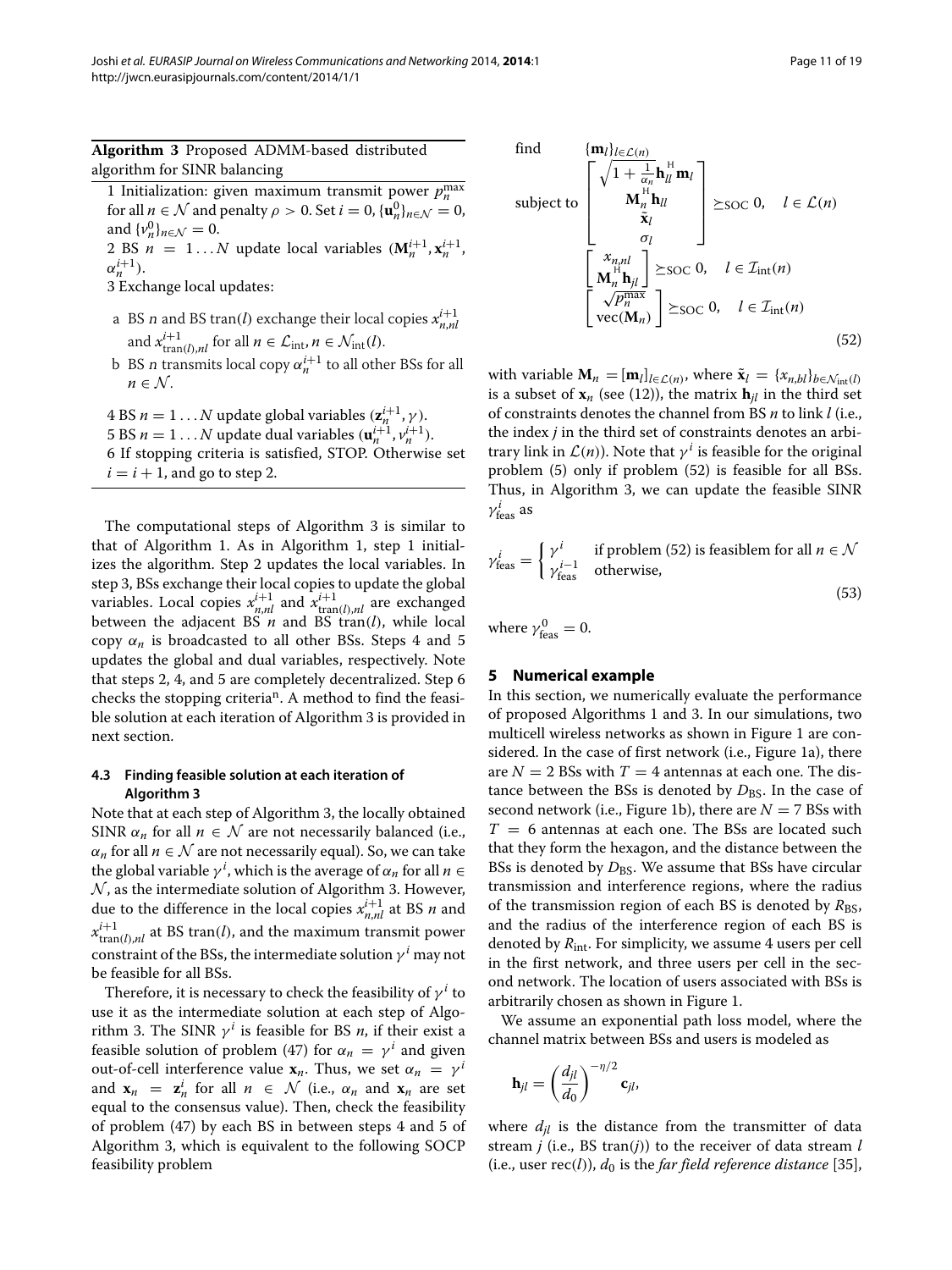**Algorithm 3** Proposed ADMM-based distributed algorithm for SINR balancing

1 Initialization: given maximum transmit power $p_n^{\max}$ for all $n \in \mathcal{N}$ and penalty $\rho > 0$. Set $i = 0$, $\{\mathbf{u}_n^0\}_{n\in\mathcal{N}} = 0$, and $\{v_n^0\}_{n\in\mathcal{N}} = 0$.

2 BS $n = 1 \ldots N$ update local variables ($\mathbf{M}_n^{i+1}, \mathbf{x}_n^{i+1}, \alpha_n^{i+1}$).

3 Exchange local updates:

- a BS $n$ and BS tran($l$) exchange their local copies $x_{n,nl}^{i+1}$ and $x_{\text{tran}(l),nl}^{i+1}$ for all $n \in \mathcal{L}_{\text{int}}, n \in \mathcal{N}_{\text{int}}(l)$.
- b BS $n$ transmits local copy $\alpha_n^{i+1}$ to all other BSs for all $n \in \mathcal{N}$.

4 BS $n = 1 \ldots N$ update global variables ($\mathbf{z}_n^{i+1}, \gamma$).

5 BS $n = 1 \ldots N$ update dual variables ($\mathbf{u}_n^{i+1}, v_n^{i+1}$).

6 If stopping criteria is satisfied, STOP. Otherwise set $i = i + 1$, and go to step 2.

The computational steps of Algorithm 3 is similar to that of Algorithm 1. As in Algorithm 1, step 1 initializes the algorithm. Step 2 updates the local variables. In step 3, BSs exchange their local copies to update the global variables. Local copies $x_{n,nl}^{i+1}$ and $x_{\text{tran}(l),nl}^{i+1}$ are exchanged between the adjacent BS $n$ and BS tran($l$), while local copy $\alpha_n$ is broadcasted to all other BSs. Steps 4 and 5 updates the global and dual variables, respectively. Note that steps 2, 4, and 5 are completely decentralized. Step 6 checks the stopping criteria[n]. A method to find the feasible solution at each iteration of Algorithm 3 is provided in next section.

### 4.3 Finding feasible solution at each iteration of Algorithm 3

Note that at each step of Algorithm 3, the locally obtained SINR $\alpha_n$ for all $n \in \mathcal{N}$ are not necessarily balanced (i.e., $\alpha_n$ for all $n \in \mathcal{N}$ are not necessarily equal). So, we can take the global variable $\gamma^i$, which is the average of $\alpha_n$ for all $n \in \mathcal{N}$, as the intermediate solution of Algorithm 3. However, due to the difference in the local copies $x_{n,nl}^{i+1}$ at BS $n$ and $x_{\text{tran}(l),nl}^{i+1}$ at BS tran($l$), and the maximum transmit power constraint of the BSs, the intermediate solution $\gamma^i$ may not be feasible for all BSs.

Therefore, it is necessary to check the feasibility of $\gamma^i$ to use it as the intermediate solution at each step of Algorithm 3. The SINR $\gamma^i$ is feasible for BS $n$, if their exist a feasible solution of problem (47) for $\alpha_n = \gamma^i$ and given out-of-cell interference value $\mathbf{x}_n$. Thus, we set $\alpha_n = \gamma^i$ and $\mathbf{x}_n = \mathbf{z}_n^i$ for all $n \in \mathcal{N}$ (i.e., $\alpha_n$ and $\mathbf{x}_n$ are set equal to the consensus value). Then, check the feasibility of problem (47) by each BS in between steps 4 and 5 of Algorithm 3, which is equivalent to the following SOCP feasibility problem

$$
\begin{array}{ll}
\text{find} & \{\mathbf{m}_l\}_{l\in\mathcal{L}(n)} \\
\text{subject to} & \begin{bmatrix} \sqrt{1+\frac{1}{\alpha_n}}\mathbf{h}_{ll}^{\mathrm{H}}\mathbf{m}_l \\ \mathbf{M}_n^{\mathrm{H}}\mathbf{h}_{ll} \\ \tilde{\mathbf{x}}_l \\ \sigma_l \end{bmatrix} \succeq_{\text{SOC}} 0, \quad l \in \mathcal{L}(n) \\
& \begin{bmatrix} x_{n,nl} \\ \mathbf{M}_n^{\mathrm{H}}\mathbf{h}_{jl} \end{bmatrix} \succeq_{\text{SOC}} 0, \quad l \in \mathcal{I}_{\text{int}}(n) \\
& \begin{bmatrix} \sqrt{p_n^{\max}} \\ \text{vec}(\mathbf{M}_n) \end{bmatrix} \succeq_{\text{SOC}} 0, \quad l \in \mathcal{I}_{\text{int}}(n)
\end{array}
\tag{52}
$$

with variable $\mathbf{M}_n = [\mathbf{m}_l]_{l\in\mathcal{L}(n)}$, where $\tilde{\mathbf{x}}_l = \{x_{n,bl}\}_{b\in\mathcal{N}_{\text{int}}(l)}$ is a subset of $\mathbf{x}_n$ (see (12)), the matrix $\mathbf{h}_{jl}$ in the third set of constraints denotes the channel from BS $n$ to link $l$ (i.e., the index $j$ in the third set of constraints denotes an arbitrary link in $\mathcal{L}(n)$). Note that $\gamma^i$ is feasible for the original problem (5) only if problem (52) is feasible for all BSs. Thus, in Algorithm 3, we can update the feasible SINR $\gamma_{\text{feas}}^i$ as

$$
\gamma_{\text{feas}}^i = \begin{cases} \gamma^i & \text{if problem (52) is feasiblem for all } n \in \mathcal{N} \\ \gamma_{\text{feas}}^{i-1} & \text{otherwise,} \end{cases}
\tag{53}
$$

where $\gamma_{\text{feas}}^0 = 0$.

## 5 Numerical example

In this section, we numerically evaluate the performance of proposed Algorithms 1 and 3. In our simulations, two multicell wireless networks as shown in Figure 1 are considered. In the case of first network (i.e., Figure 1a), there are $N = 2$ BSs with $T = 4$ antennas at each one. The distance between the BSs is denoted by $D_{\text{BS}}$. In the case of second network (i.e., Figure 1b), there are $N = 7$ BSs with $T = 6$ antennas at each one. The BSs are located such that they form the hexagon, and the distance between the BSs is denoted by $D_{\text{BS}}$. We assume that BSs have circular transmission and interference regions, where the radius of the transmission region of each BS is denoted by $R_{\text{BS}}$, and the radius of the interference region of each BS is denoted by $R_{\text{int}}$. For simplicity, we assume 4 users per cell in the first network, and three users per cell in the second network. The location of users associated with BSs is arbitrarily chosen as shown in Figure 1.

We assume an exponential path loss model, where the channel matrix between BSs and users is modeled as

$$
\mathbf{h}_{jl} = \left(\frac{d_{jl}}{d_0}\right)^{-\eta/2} \mathbf{c}_{jl},
$$

where $d_{jl}$ is the distance from the transmitter of data stream $j$ (i.e., BS tran($j$)) to the receiver of data stream $l$ (i.e., user rec($l$)), $d_0$ is the *far field reference distance* [35],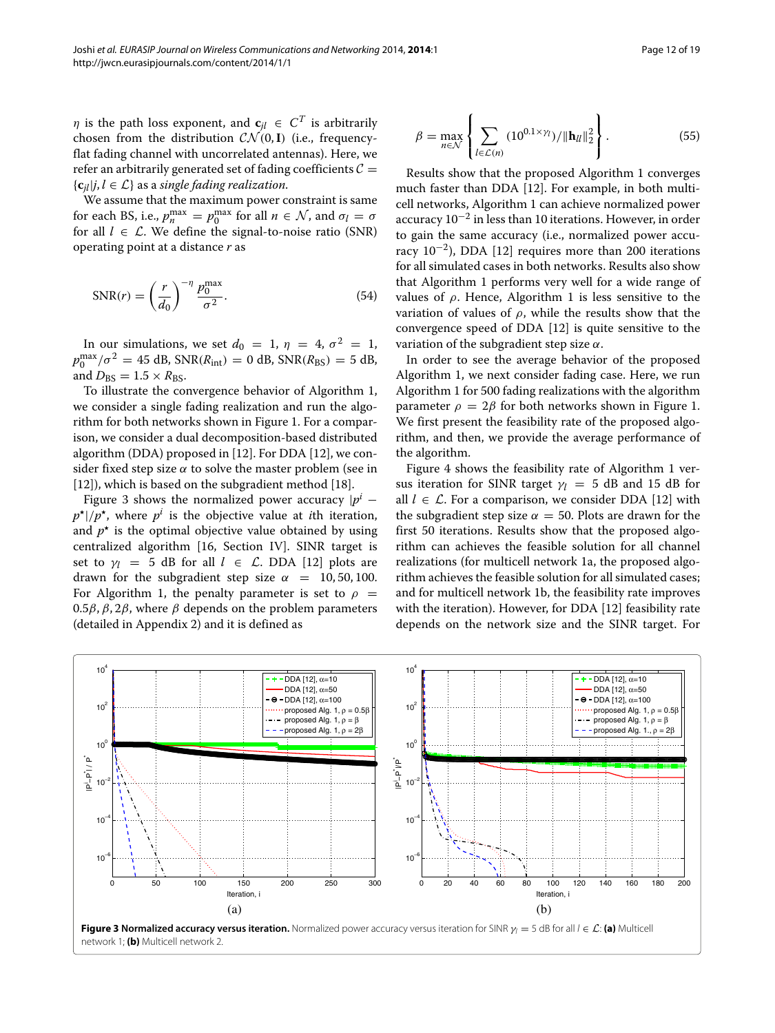$\eta$ is the path loss exponent, and $\mathbf{c}_{jl} \in C^T$ is arbitrarily chosen from the distribution $\mathcal{CN}(0, \mathbf{I})$ (i.e., frequency-flat fading channel with uncorrelated antennas). Here, we refer an arbitrarily generated set of fading coefficients $\mathcal{C} = \{\mathbf{c}_{jl}|j, l \in \mathcal{L}\}$ as a *single fading realization*.

We assume that the maximum power constraint is same for each BS, i.e., $p_n^{\max} = p_0^{\max}$ for all $n \in \mathcal{N}$, and $\sigma_l = \sigma$ for all $l \in \mathcal{L}$. We define the signal-to-noise ratio (SNR) operating point at a distance $r$ as

$$\mathrm{SNR}(r) = \left(\frac{r}{d_0}\right)^{-\eta} \frac{p_0^{\max}}{\sigma^2}. \tag{54}$$

In our simulations, we set $d_0 = 1$, $\eta = 4$, $\sigma^2 = 1$, $p_0^{\max}/\sigma^2 = 45$ dB, $\mathrm{SNR}(R_{\mathrm{int}}) = 0$ dB, $\mathrm{SNR}(R_{\mathrm{BS}}) = 5$ dB, and $D_{\mathrm{BS}} = 1.5 \times R_{\mathrm{BS}}$.

To illustrate the convergence behavior of Algorithm 1, we consider a single fading realization and run the algorithm for both networks shown in Figure 1. For a comparison, we consider a dual decomposition-based distributed algorithm (DDA) proposed in [12]. For DDA [12], we consider fixed step size $\alpha$ to solve the master problem (see in [12]), which is based on the subgradient method [18].

Figure 3 shows the normalized power accuracy $|p^i - p^\star|/p^\star$, where $p^i$ is the objective value at $i$th iteration, and $p^\star$ is the optimal objective value obtained by using centralized algorithm [16, Section IV]. SINR target is set to $\gamma_l = 5$ dB for all $l \in \mathcal{L}$. DDA [12] plots are drawn for the subgradient step size $\alpha = 10, 50, 100$. For Algorithm 1, the penalty parameter is set to $\rho = 0.5\beta, \beta, 2\beta$, where $\beta$ depends on the problem parameters (detailed in Appendix 2) and it is defined as

$$\beta = \max_{n \in \mathcal{N}} \left\{ \sum_{l \in \mathcal{L}(n)} (10^{0.1 \times \gamma_l}) / \|\mathbf{h}_{ll}\|_2^2 \right\}. \tag{55}$$

Results show that the proposed Algorithm 1 converges much faster than DDA [12]. For example, in both multicell networks, Algorithm 1 can achieve normalized power accuracy $10^{-2}$ in less than 10 iterations. However, in order to gain the same accuracy (i.e., normalized power accuracy $10^{-2}$), DDA [12] requires more than 200 iterations for all simulated cases in both networks. Results also show that Algorithm 1 performs very well for a wide range of values of $\rho$. Hence, Algorithm 1 is less sensitive to the variation of values of $\rho$, while the results show that the convergence speed of DDA [12] is quite sensitive to the variation of the subgradient step size $\alpha$.

In order to see the average behavior of the proposed Algorithm 1, we next consider fading case. Here, we run Algorithm 1 for 500 fading realizations with the algorithm parameter $\rho = 2\beta$ for both networks shown in Figure 1. We first present the feasibility rate of the proposed algorithm, and then, we provide the average performance of the algorithm.

Figure 4 shows the feasibility rate of Algorithm 1 versus iteration for SINR target $\gamma_l = 5$ dB and 15 dB for all $l \in \mathcal{L}$. For a comparison, we consider DDA [12] with the subgradient step size $\alpha = 50$. Plots are drawn for the first 50 iterations. Results show that the proposed algorithm can achieves the feasible solution for all channel realizations (for multicell network 1a, the proposed algorithm achieves the feasible solution for all simulated cases; and for multicell network 1b, the feasibility rate improves with the iteration). However, for DDA [12] feasibility rate depends on the network size and the SINR target. For

**Figure 3 Normalized accuracy versus iteration.** Normalized power accuracy versus iteration for SINR $\gamma_l = 5$ dB for all $l \in \mathcal{L}$: **(a)** Multicell network 1; **(b)** Multicell network 2.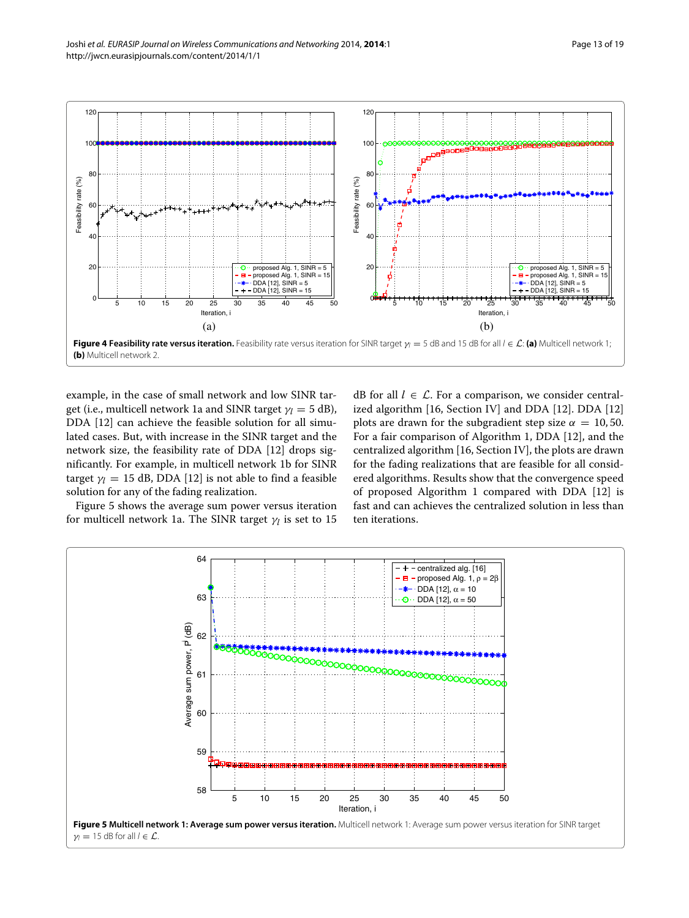**Figure 4 Feasibility rate versus iteration.** Feasibility rate versus iteration for SINR target $\gamma_l = 5$ dB and 15 dB for all $l \in \mathcal{L}$: **(a)** Multicell network 1; **(b)** Multicell network 2.

example, in the case of small network and low SINR target (i.e., multicell network 1a and SINR target $\gamma_l = 5$ dB), DDA [12] can achieve the feasible solution for all simulated cases. But, with increase in the SINR target and the network size, the feasibility rate of DDA [12] drops significantly. For example, in multicell network 1b for SINR target $\gamma_l = 15$ dB, DDA [12] is not able to find a feasible solution for any of the fading realization.

Figure 5 shows the average sum power versus iteration for multicell network 1a. The SINR target $\gamma_l$ is set to 15 dB for all $l \in \mathcal{L}$. For a comparison, we consider centralized algorithm [16, Section IV] and DDA [12]. DDA [12] plots are drawn for the subgradient step size $\alpha = 10, 50$. For a fair comparison of Algorithm 1, DDA [12], and the centralized algorithm [16, Section IV], the plots are drawn for the fading realizations that are feasible for all considered algorithms. Results show that the convergence speed of proposed Algorithm 1 compared with DDA [12] is fast and can achieves the centralized solution in less than ten iterations.

**Figure 5 Multicell network 1: Average sum power versus iteration.** Multicell network 1: Average sum power versus iteration for SINR target $\gamma_l = 15$ dB for all $l \in \mathcal{L}$.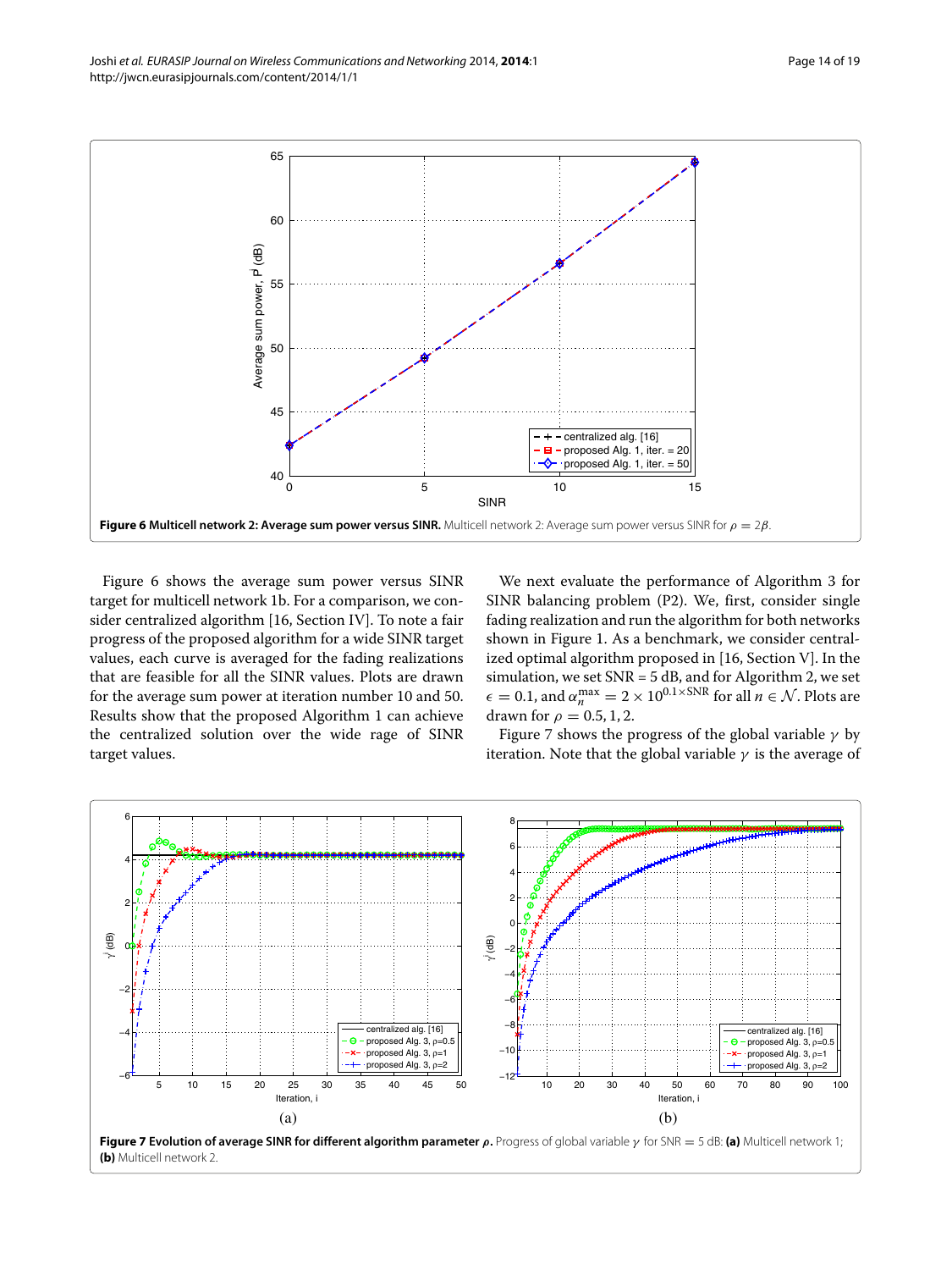**Figure 6 Multicell network 2: Average sum power versus SINR.** Multicell network 2: Average sum power versus SINR for $\rho = 2\beta$.

Figure 6 shows the average sum power versus SINR target for multicell network 1b. For a comparison, we consider centralized algorithm [16, Section IV]. To note a fair progress of the proposed algorithm for a wide SINR target values, each curve is averaged for the fading realizations that are feasible for all the SINR values. Plots are drawn for the average sum power at iteration number 10 and 50. Results show that the proposed Algorithm 1 can achieve the centralized solution over the wide rage of SINR target values.

We next evaluate the performance of Algorithm 3 for SINR balancing problem (P2). We, first, consider single fading realization and run the algorithm for both networks shown in Figure 1. As a benchmark, we consider centralized optimal algorithm proposed in [16, Section V]. In the simulation, we set SNR = 5 dB, and for Algorithm 2, we set $\epsilon = 0.1$, and $\alpha_n^{\max} = 2 \times 10^{0.1 \times \text{SNR}}$ for all $n \in \mathcal{N}$. Plots are drawn for $\rho = 0.5, 1, 2$.

Figure 7 shows the progress of the global variable $\gamma$ by iteration. Note that the global variable $\gamma$ is the average of

**Figure 7 Evolution of average SINR for different algorithm parameter $\rho$.** Progress of global variable $\gamma$ for SNR = 5 dB: **(a)** Multicell network 1; **(b)** Multicell network 2.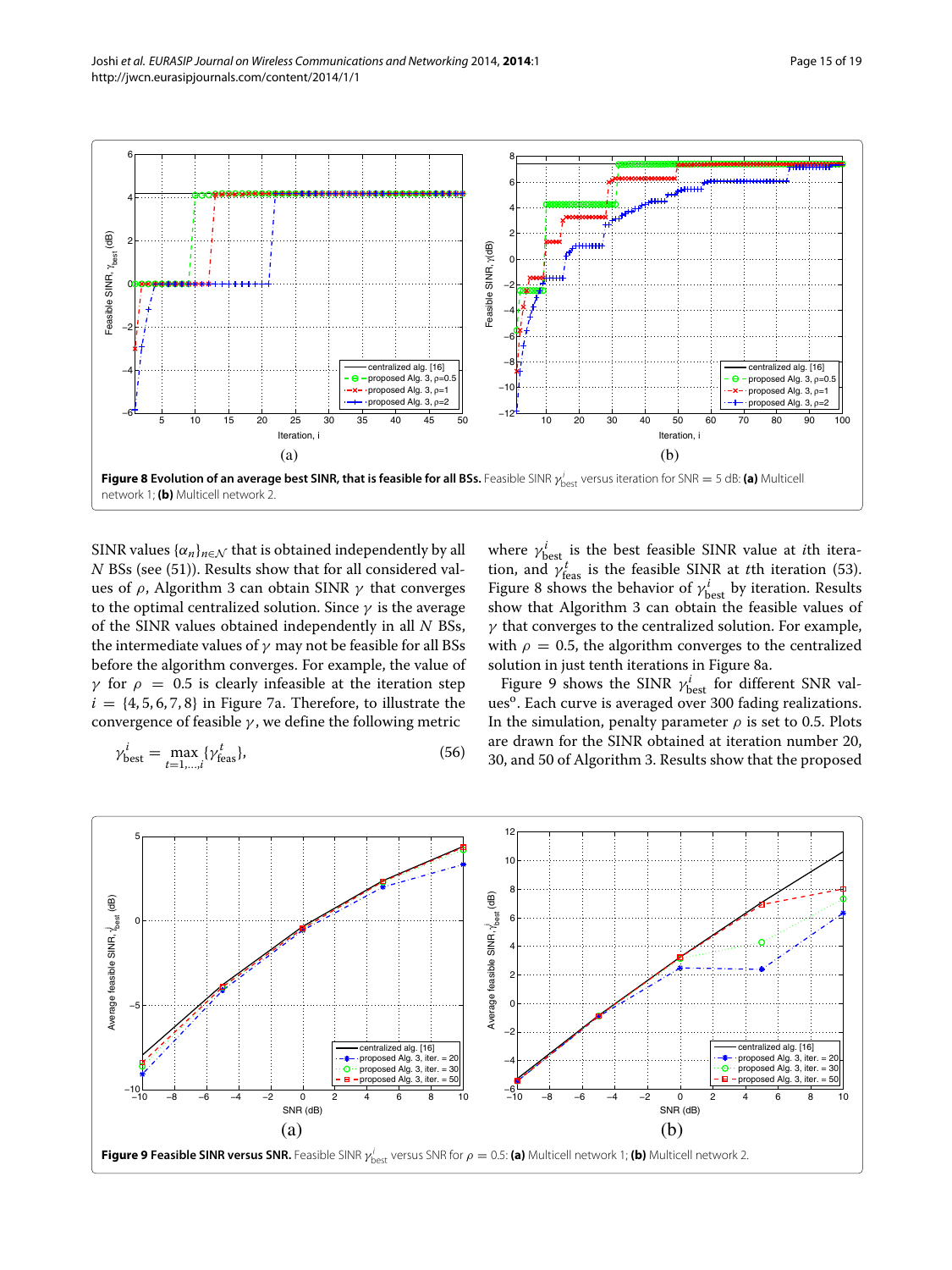**Figure 8 Evolution of an average best SINR, that is feasible for all BSs.** Feasible SINR $\gamma^{i}_{\text{best}}$ versus iteration for SNR = 5 dB: **(a)** Multicell network 1; **(b)** Multicell network 2.

SINR values $\{\alpha_n\}_{n\in\mathcal{N}}$ that is obtained independently by all $N$ BSs (see (51)). Results show that for all considered values of $\rho$, Algorithm 3 can obtain SINR $\gamma$ that converges to the optimal centralized solution. Since $\gamma$ is the average of the SINR values obtained independently in all $N$ BSs, the intermediate values of $\gamma$ may not be feasible for all BSs before the algorithm converges. For example, the value of $\gamma$ for $\rho = 0.5$ is clearly infeasible at the iteration step $i = \{4, 5, 6, 7, 8\}$ in Figure 7a. Therefore, to illustrate the convergence of feasible $\gamma$, we define the following metric

$$\gamma^{i}_{\text{best}} = \max_{t=1,\ldots,i} \{\gamma^{t}_{\text{feas}}\}, \tag{56}$$

where $\gamma^{i}_{\text{best}}$ is the best feasible SINR value at $i$th iteration, and $\gamma^{t}_{\text{feas}}$ is the feasible SINR at $t$th iteration (53). Figure 8 shows the behavior of $\gamma^{i}_{\text{best}}$ by iteration. Results show that Algorithm 3 can obtain the feasible values of $\gamma$ that converges to the centralized solution. For example, with $\rho = 0.5$, the algorithm converges to the centralized solution in just tenth iterations in Figure 8a.

Figure 9 shows the SINR $\gamma^{i}_{\text{best}}$ for different SNR values[o]. Each curve is averaged over 300 fading realizations. In the simulation, penalty parameter $\rho$ is set to 0.5. Plots are drawn for the SINR obtained at iteration number 20, 30, and 50 of Algorithm 3. Results show that the proposed

**Figure 9 Feasible SINR versus SNR.** Feasible SINR $\gamma^{i}_{\text{best}}$ versus SNR for $\rho = 0.5$: **(a)** Multicell network 1; **(b)** Multicell network 2.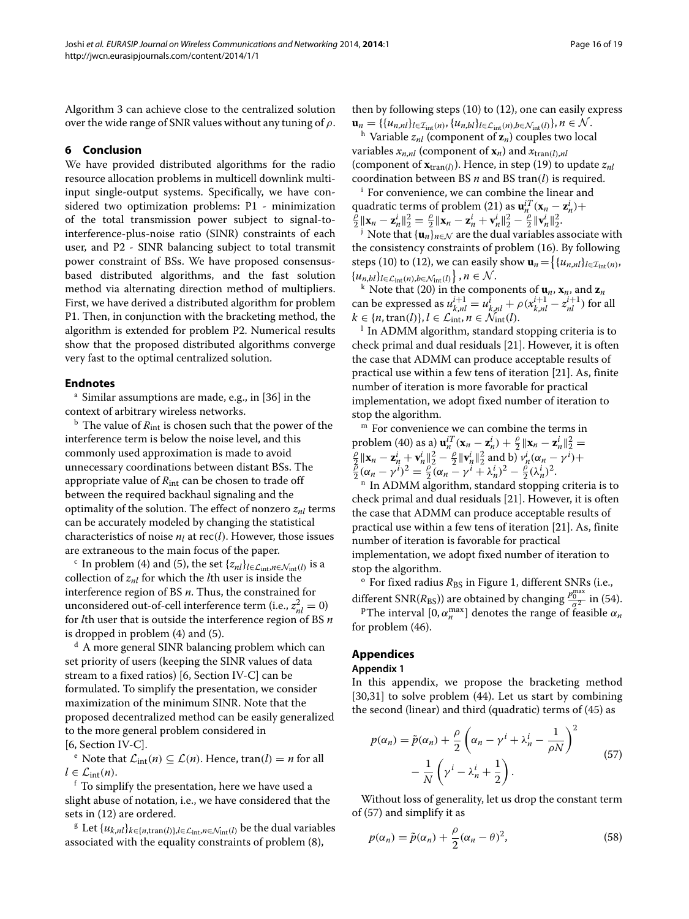Algorithm 3 can achieve close to the centralized solution over the wide range of SNR values without any tuning of $\rho$.

## 6 Conclusion

We have provided distributed algorithms for the radio resource allocation problems in multicell downlink multi-input single-output systems. Specifically, we have considered two optimization problems: P1 - minimization of the total transmission power subject to signal-to-interference-plus-noise ratio (SINR) constraints of each user, and P2 - SINR balancing subject to total transmit power constraint of BSs. We have proposed consensus-based distributed algorithms, and the fast solution method via alternating direction method of multipliers. First, we have derived a distributed algorithm for problem P1. Then, in conjunction with the bracketing method, the algorithm is extended for problem P2. Numerical results show that the proposed distributed algorithms converge very fast to the optimal centralized solution.

### Endnotes

[a] Similar assumptions are made, e.g., in [36] in the context of arbitrary wireless networks.

[b] The value of $R_{\text{int}}$ is chosen such that the power of the interference term is below the noise level, and this commonly used approximation is made to avoid unnecessary coordinations between distant BSs. The appropriate value of $R_{\text{int}}$ can be chosen to trade off between the required backhaul signaling and the optimality of the solution. The effect of nonzero $z_{nl}$ terms can be accurately modeled by changing the statistical characteristics of noise $n_l$ at rec($l$). However, those issues are extraneous to the main focus of the paper.

[c] In problem (4) and (5), the set $\{z_{nl}\}_{l\in\mathcal{L}_{\text{int}},n\in\mathcal{N}_{\text{int}}(l)}$ is a collection of $z_{nl}$ for which the $l$th user is inside the interference region of BS $n$. Hence, the constrained for unconsidered out-of-cell interference term (i.e., $z_{nl}^2 = 0$) for $l$th user that is outside the interference region of BS $n$ is dropped in problem (4) and (5).

[d] A more general SINR balancing problem which can set priority of users (keeping the SINR values of data stream to a fixed ratios) [6, Section IV-C] can be formulated. To simplify the presentation, we consider maximization of the minimum SINR. Note that the proposed decentralized method can be easily generalized to the more general problem considered in [6, Section IV-C].

[e] Note that $\mathcal{L}_{\text{int}}(n) \subseteq \mathcal{L}(n)$. Hence, tran($l$) $= n$ for all $l \in \mathcal{L}_{\text{int}}(n)$.

[f] To simplify the presentation, here we have used a slight abuse of notation, i.e., we have considered that the sets in (12) are ordered.

[g] Let $\{u_{k,nl}\}_{k\in\{n,\text{tran}(l)\},l\in\mathcal{L}_{\text{int}},n\in\mathcal{N}_{\text{int}}(l)}$ be the dual variables associated with the equality constraints of problem (8), then by following steps (10) to (12), one can easily express $\mathbf{u}_n = \{\{u_{n,nl}\}_{l\in\mathcal{I}_{\text{int}}(n)}, \{u_{n,bl}\}_{l\in\mathcal{L}_{\text{int}}(n),b\in\mathcal{N}_{\text{int}}(l)}\}, n \in \mathcal{N}$.

[h] Variable $z_{nl}$ (component of $\mathbf{z}_n$) couples two local variables $x_{n,nl}$ (component of $\mathbf{x}_n$) and $x_{\text{tran}(l),nl}$ (component of $\mathbf{x}_{\text{tran}(l)}$). Hence, in step (19) to update $z_{nl}$ coordination between BS $n$ and BS tran($l$) is required.

[i] For convenience, we can combine the linear and quadratic terms of problem (21) as $\mathbf{u}_n^{iT}(\mathbf{x}_n - \mathbf{z}_n^i) + \frac{\rho}{2}\|\mathbf{x}_n - \mathbf{z}_n^i\|_2^2 = \frac{\rho}{2}\|\mathbf{x}_n - \mathbf{z}_n^i + \mathbf{v}_n^i\|_2^2 - \frac{\rho}{2}\|\mathbf{v}_n^i\|_2^2$.

[j] Note that $\{\mathbf{u}_n\}_{n\in\mathcal{N}}$ are the dual variables associate with the consistency constraints of problem (16). By following steps (10) to (12), we can easily show $\mathbf{u}_n = \big\{\{u_{n,nl}\}_{l\in\mathcal{I}_{\text{int}}(n)}, \{u_{n,bl}\}_{l\in\mathcal{L}_{\text{int}}(n),b\in\mathcal{N}_{\text{int}}(l)}\big\}, n \in \mathcal{N}$.

[k] Note that (20) in the components of $\mathbf{u}_n$, $\mathbf{x}_n$, and $\mathbf{z}_n$ can be expressed as $u_{k,nl}^{i+1} = u_{k,nl}^i + \rho(x_{k,nl}^{i+1} - z_{nl}^{i+1})$ for all $k \in \{n, \text{tran}(l)\}, l \in \mathcal{L}_{\text{int}}, n \in \mathcal{N}_{\text{int}}(l)$.

[l] In ADMM algorithm, standard stopping criteria is to check primal and dual residuals [21]. However, it is often the case that ADMM can produce acceptable results of practical use within a few tens of iteration [21]. As, finite number of iteration is more favorable for practical implementation, we adopt fixed number of iteration to stop the algorithm.

[m] For convenience we can combine the terms in problem (40) as a) $\mathbf{u}_n^{iT}(\mathbf{x}_n - \mathbf{z}_n^i) + \frac{\rho}{2}\|\mathbf{x}_n - \mathbf{z}_n^i\|_2^2 = \frac{\rho}{2}\|\mathbf{x}_n - \mathbf{z}_n^i + \mathbf{v}_n^i\|_2^2 - \frac{\rho}{2}\|\mathbf{v}_n^i\|_2^2$ and b) $\nu_n^i(\alpha_n - \gamma^i) + \frac{\rho}{2}(\alpha_n - \gamma^i)^2 = \frac{\rho}{2}(\alpha_n - \gamma^i + \lambda_n^i)^2 - \frac{\rho}{2}(\lambda_n^i)^2$.

[n] In ADMM algorithm, standard stopping criteria is to check primal and dual residuals [21]. However, it is often the case that ADMM can produce acceptable results of practical use within a few tens of iteration [21]. As, finite number of iteration is favorable for practical implementation, we adopt fixed number of iteration to stop the algorithm.

[o] For fixed radius $R_{\text{BS}}$ in Figure 1, different SNRs (i.e., different SNR($R_{\text{BS}}$)) are obtained by changing $\frac{p_0^{\max}}{\sigma^2}$ in (54).

[p] The interval $[0, \alpha_n^{\max}]$ denotes the range of feasible $\alpha_n$ for problem (46).

## Appendices

### Appendix 1

In this appendix, we propose the bracketing method [30,31] to solve problem (44). Let us start by combining the second (linear) and third (quadratic) terms of (45) as

$$p(\alpha_n) = \tilde{p}(\alpha_n) + \frac{\rho}{2}\left(\alpha_n - \gamma^i + \lambda_n^i - \frac{1}{\rho N}\right)^2 - \frac{1}{N}\left(\gamma^i - \lambda_n^i + \frac{1}{2}\right). \tag{57}$$

Without loss of generality, let us drop the constant term of (57) and simplify it as

$$p(\alpha_n) = \tilde{p}(\alpha_n) + \frac{\rho}{2}(\alpha_n - \theta)^2, \tag{58}$$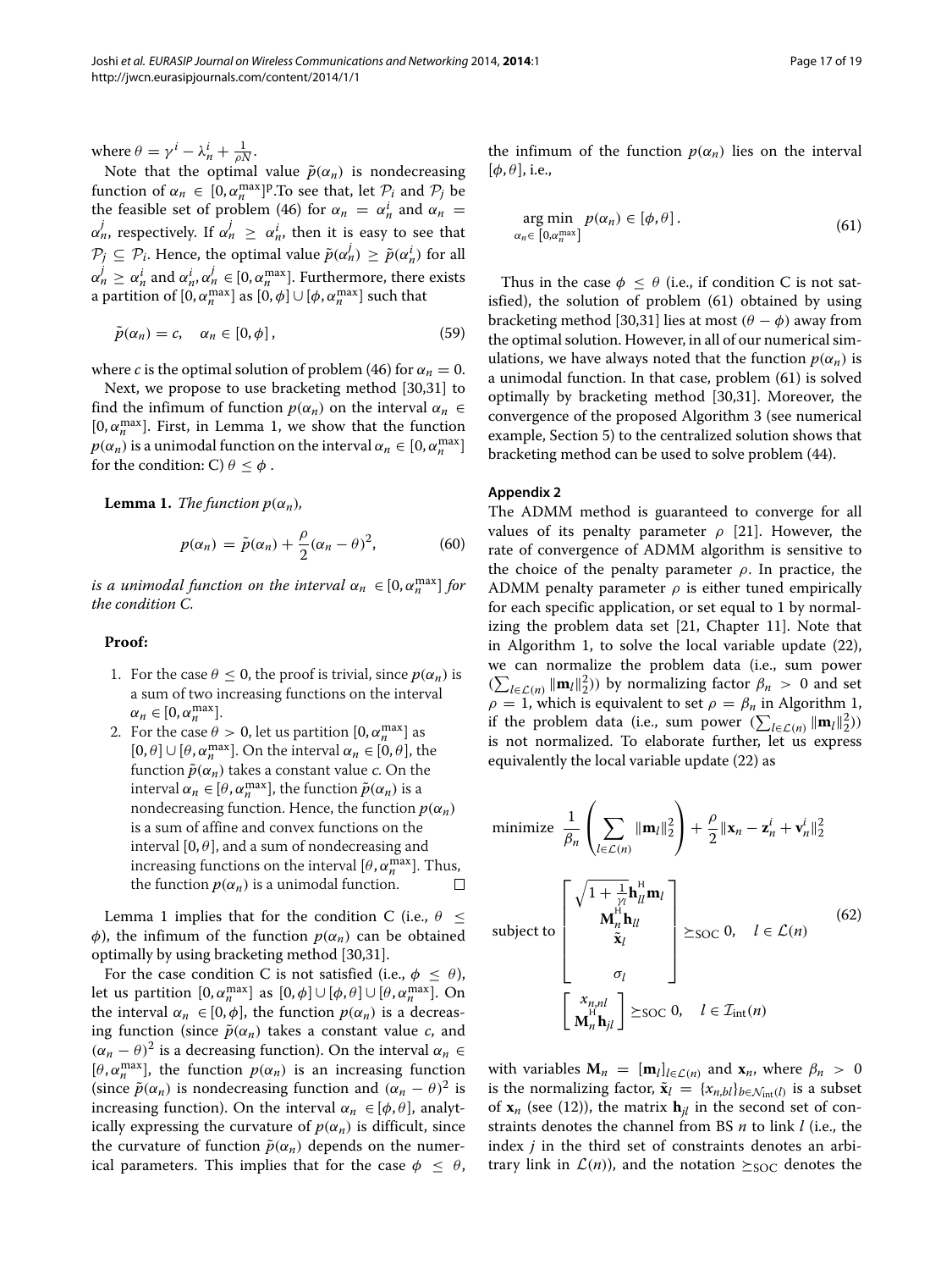where $\theta = \gamma^i - \lambda_n^i + \frac{1}{\rho N}$.

Note that the optimal value $\tilde{p}(\alpha_n)$ is nondecreasing function of $\alpha_n \in [0, \alpha_n^{\max}]^{\mathrm{p}}$.To see that, let $\mathcal{P}_i$ and $\mathcal{P}_j$ be the feasible set of problem (46) for $\alpha_n = \alpha_n^i$ and $\alpha_n = \alpha_n^j$, respectively. If $\alpha_n^j \geq \alpha_n^i$, then it is easy to see that $\mathcal{P}_j \subseteq \mathcal{P}_i$. Hence, the optimal value $\tilde{p}(\alpha_n^j) \geq \tilde{p}(\alpha_n^i)$ for all $\alpha_n^j \geq \alpha_n^i$ and $\alpha_n^i, \alpha_n^j \in [0, \alpha_n^{\max}]$. Furthermore, there exists a partition of $[0, \alpha_n^{\max}]$ as $[0, \phi] \cup [\phi, \alpha_n^{\max}]$ such that

$$\tilde{p}(\alpha_n) = c, \quad \alpha_n \in [0, \phi], \tag{59}$$

where $c$ is the optimal solution of problem (46) for $\alpha_n = 0$.

Next, we propose to use bracketing method [30,31] to find the infimum of function $p(\alpha_n)$ on the interval $\alpha_n \in [0, \alpha_n^{\max}]$. First, in Lemma 1, we show that the function $p(\alpha_n)$ is a unimodal function on the interval $\alpha_n \in [0, \alpha_n^{\max}]$ for the condition: C) $\theta \leq \phi$ .

**Lemma 1.** *The function $p(\alpha_n)$,*

$$p(\alpha_n) = \tilde{p}(\alpha_n) + \frac{\rho}{2}(\alpha_n - \theta)^2, \tag{60}$$

*is a unimodal function on the interval $\alpha_n \in [0, \alpha_n^{\max}]$ for the condition C.*

**Proof:**

1. For the case $\theta \leq 0$, the proof is trivial, since $p(\alpha_n)$ is a sum of two increasing functions on the interval $\alpha_n \in [0, \alpha_n^{\max}]$.
2. For the case $\theta > 0$, let us partition $[0, \alpha_n^{\max}]$ as $[0, \theta] \cup [\theta, \alpha_n^{\max}]$. On the interval $\alpha_n \in [0, \theta]$, the function $\tilde{p}(\alpha_n)$ takes a constant value $c$. On the interval $\alpha_n \in [\theta, \alpha_n^{\max}]$, the function $\tilde{p}(\alpha_n)$ is a nondecreasing function. Hence, the function $p(\alpha_n)$ is a sum of affine and convex functions on the interval $[0, \theta]$, and a sum of nondecreasing and increasing functions on the interval $[\theta, \alpha_n^{\max}]$. Thus, the function $p(\alpha_n)$ is a unimodal function. □

Lemma 1 implies that for the condition C (i.e., $\theta \leq \phi$), the infimum of the function $p(\alpha_n)$ can be obtained optimally by using bracketing method [30,31].

For the case condition C is not satisfied (i.e., $\phi \leq \theta$), let us partition $[0, \alpha_n^{\max}]$ as $[0, \phi] \cup [\phi, \theta] \cup [\theta, \alpha_n^{\max}]$. On the interval $\alpha_n \in [0, \phi]$, the function $p(\alpha_n)$ is a decreasing function (since $\tilde{p}(\alpha_n)$ takes a constant value $c$, and $(\alpha_n - \theta)^2$ is a decreasing function). On the interval $\alpha_n \in [\theta, \alpha_n^{\max}]$, the function $p(\alpha_n)$ is an increasing function (since $\tilde{p}(\alpha_n)$ is nondecreasing function and $(\alpha_n - \theta)^2$ is increasing function). On the interval $\alpha_n \in [\phi, \theta]$, analytically expressing the curvature of $p(\alpha_n)$ is difficult, since the curvature of function $\tilde{p}(\alpha_n)$ depends on the numerical parameters. This implies that for the case $\phi \leq \theta$, the infimum of the function $p(\alpha_n)$ lies on the interval $[\phi, \theta]$, i.e.,

$$\underset{\alpha_n \in [0, \alpha_n^{\max}]}{\arg\min} \; p(\alpha_n) \in [\phi, \theta]. \tag{61}$$

Thus in the case $\phi \leq \theta$ (i.e., if condition C is not satisfied), the solution of problem (61) obtained by using bracketing method [30,31] lies at most $(\theta - \phi)$ away from the optimal solution. However, in all of our numerical simulations, we have always noted that the function $p(\alpha_n)$ is a unimodal function. In that case, problem (61) is solved optimally by bracketing method [30,31]. Moreover, the convergence of the proposed Algorithm 3 (see numerical example, Section 5) to the centralized solution shows that bracketing method can be used to solve problem (44).

## Appendix 2

The ADMM method is guaranteed to converge for all values of its penalty parameter $\rho$ [21]. However, the rate of convergence of ADMM algorithm is sensitive to the choice of the penalty parameter $\rho$. In practice, the ADMM penalty parameter $\rho$ is either tuned empirically for each specific application, or set equal to 1 by normalizing the problem data set [21, Chapter 11]. Note that in Algorithm 1, to solve the local variable update (22), we can normalize the problem data (i.e., sum power $(\sum_{l \in \mathcal{L}(n)} \|\mathbf{m}_l\|_2^2)$) by normalizing factor $\beta_n > 0$ and set $\rho = 1$, which is equivalent to set $\rho = \beta_n$ in Algorithm 1, if the problem data (i.e., sum power $(\sum_{l \in \mathcal{L}(n)} \|\mathbf{m}_l\|_2^2)$) is not normalized. To elaborate further, let us express equivalently the local variable update (22) as

$$\begin{array}{ll}
\text{minimize} & \dfrac{1}{\beta_n}\left(\displaystyle\sum_{l \in \mathcal{L}(n)} \|\mathbf{m}_l\|_2^2\right) + \dfrac{\rho}{2}\|\mathbf{x}_n - \mathbf{z}_n^i + \mathbf{v}_n^i\|_2^2 \\
\text{subject to} & \begin{bmatrix} \sqrt{1 + \frac{1}{\gamma_l}}\mathbf{h}_{ll}^{\mathrm{H}}\mathbf{m}_l \\ \mathbf{M}_n^{\mathrm{H}}\mathbf{h}_{ll} \\ \tilde{\mathbf{x}}_l \\ \sigma_l \end{bmatrix} \succeq_{\mathrm{SOC}} 0, \quad l \in \mathcal{L}(n) \\
& \begin{bmatrix} x_{n,nl} \\ \mathbf{M}_n^{\mathrm{H}}\mathbf{h}_{jl} \end{bmatrix} \succeq_{\mathrm{SOC}} 0, \quad l \in \mathcal{I}_{\mathrm{int}}(n)
\end{array} \tag{62}$$

with variables $\mathbf{M}_n = [\mathbf{m}_l]_{l \in \mathcal{L}(n)}$ and $\mathbf{x}_n$, where $\beta_n > 0$ is the normalizing factor, $\tilde{\mathbf{x}}_l = \{x_{n,bl}\}_{b \in \mathcal{N}_{\mathrm{int}}(l)}$ is a subset of $\mathbf{x}_n$ (see (12)), the matrix $\mathbf{h}_{jl}$ in the second set of constraints denotes the channel from BS $n$ to link $l$ (i.e., the index $j$ in the third set of constraints denotes an arbitrary link in $\mathcal{L}(n)$), and the notation $\succeq_{\mathrm{SOC}}$ denotes the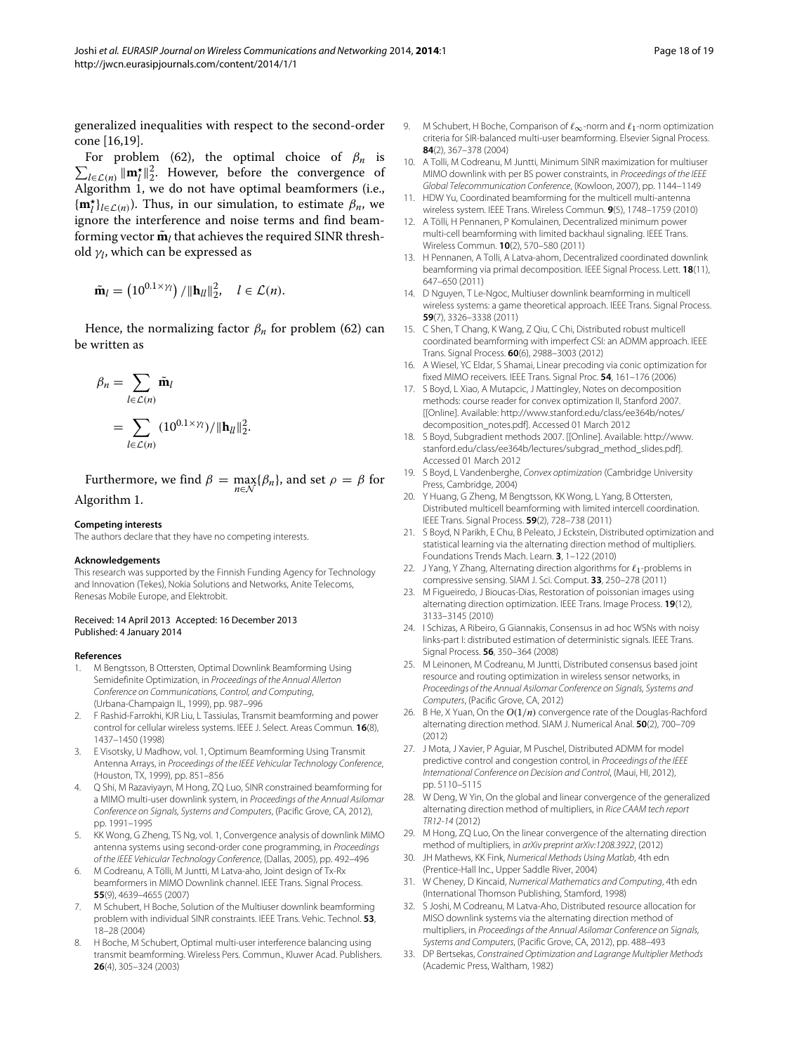generalized inequalities with respect to the second-order cone [16,19].

For problem (62), the optimal choice of $\beta_n$ is $\sum_{l\in\mathcal{L}(n)} \|\mathbf{m}_l^\star\|_2^2$. However, before the convergence of Algorithm 1, we do not have optimal beamformers (i.e., $\{\mathbf{m}_l^\star\}_{l\in\mathcal{L}(n)}$). Thus, in our simulation, to estimate $\beta_n$, we ignore the interference and noise terms and find beamforming vector $\tilde{\mathbf{m}}_l$ that achieves the required SINR threshold $\gamma_l$, which can be expressed as

$$\tilde{\mathbf{m}}_l = \left(10^{0.1\times\gamma_l}\right)/\|\mathbf{h}_{ll}\|_2^2, \quad l \in \mathcal{L}(n).$$

Hence, the normalizing factor $\beta_n$ for problem (62) can be written as

$$\begin{aligned}\beta_n &= \sum_{l\in\mathcal{L}(n)} \tilde{\mathbf{m}}_l \\ &= \sum_{l\in\mathcal{L}(n)} (10^{0.1\times\gamma_l})/\|\mathbf{h}_{ll}\|_2^2.\end{aligned}$$

Furthermore, we find $\beta = \max_{n\in\mathcal{N}}\{\beta_n\}$, and set $\rho = \beta$ for Algorithm 1.

#### Competing interests

The authors declare that they have no competing interests.

#### Acknowledgements

This research was supported by the Finnish Funding Agency for Technology and Innovation (Tekes), Nokia Solutions and Networks, Anite Telecoms, Renesas Mobile Europe, and Elektrobit.

Received: 14 April 2013 Accepted: 16 December 2013
Published: 4 January 2014

#### References

1. M Bengtsson, B Ottersten, Optimal Downlink Beamforming Using Semidefinite Optimization, in *Proceedings of the Annual Allerton Conference on Communications, Control, and Computing*, (Urbana-Champaign IL, 1999), pp. 987–996
2. F Rashid-Farrokhi, KJR Liu, L Tassiulas, Transmit beamforming and power control for cellular wireless systems. IEEE J. Select. Areas Commun. **16**(8), 1437–1450 (1998)
3. E Visotsky, U Madhow, vol. 1, Optimum Beamforming Using Transmit Antenna Arrays, in *Proceedings of the IEEE Vehicular Technology Conference*, (Houston, TX, 1999), pp. 851–856
4. Q Shi, M Razaviyayn, M Hong, ZQ Luo, SINR constrained beamforming for a MIMO multi-user downlink system, in *Proceedings of the Annual Asilomar Conference on Signals, Systems and Computers*, (Pacific Grove, CA, 2012), pp. 1991–1995
5. KK Wong, G Zheng, TS Ng, vol. 1, Convergence analysis of downlink MIMO antenna systems using second-order cone programming, in *Proceedings of the IEEE Vehicular Technology Conference*, (Dallas, 2005), pp. 492–496
6. M Codreanu, A Tölli, M Juntti, M Latva-aho, Joint design of Tx-Rx beamformers in MIMO Downlink channel. IEEE Trans. Signal Process. **55**(9), 4639–4655 (2007)
7. M Schubert, H Boche, Solution of the Multiuser downlink beamforming problem with individual SINR constraints. IEEE Trans. Vehic. Technol. **53**, 18–28 (2004)
8. H Boche, M Schubert, Optimal multi-user interference balancing using transmit beamforming. Wireless Pers. Commun., Kluwer Acad. Publishers. **26**(4), 305–324 (2003)
9. M Schubert, H Boche, Comparison of $\ell_\infty$-norm and $\ell_1$-norm optimization criteria for SIR-balanced multi-user beamforming. Elsevier Signal Process. **84**(2), 367–378 (2004)
10. A Tolli, M Codreanu, M Juntti, Minimum SINR maximization for multiuser MIMO downlink with per BS power constraints, in *Proceedings of the IEEE Global Telecommunication Conference*, (Kowloon, 2007), pp. 1144–1149
11. HDW Yu, Coordinated beamforming for the multicell multi-antenna wireless system. IEEE Trans. Wireless Commun. **9**(5), 1748–1759 (2010)
12. A Tölli, H Pennanen, P Komulainen, Decentralized minimum power multi-cell beamforming with limited backhaul signaling. IEEE Trans. Wireless Commun. **10**(2), 570–580 (2011)
13. H Pennanen, A Tolli, A Latva-ahom, Decentralized coordinated downlink beamforming via primal decomposition. IEEE Signal Process. Lett. **18**(11), 647–650 (2011)
14. D Nguyen, T Le-Ngoc, Multiuser downlink beamforming in multicell wireless systems: a game theoretical approach. IEEE Trans. Signal Process. **59**(7), 3326–3338 (2011)
15. C Shen, T Chang, K Wang, Z Qiu, C Chi, Distributed robust multicell coordinated beamforming with imperfect CSI: an ADMM approach. IEEE Trans. Signal Process. **60**(6), 2988–3003 (2012)
16. A Wiesel, YC Eldar, S Shamai, Linear precoding via conic optimization for fixed MIMO receivers. IEEE Trans. Signal Proc. **54**, 161–176 (2006)
17. S Boyd, L Xiao, A Mutapcic, J Mattingley, Notes on decomposition methods: course reader for convex optimization II, Stanford 2007. [[Online]. Available: http://www.stanford.edu/class/ee364b/notes/decomposition_notes.pdf]. Accessed 01 March 2012
18. S Boyd, Subgradient methods 2007. [[Online]. Available: http://www.stanford.edu/class/ee364b/lectures/subgrad_method_slides.pdf]. Accessed 01 March 2012
19. S Boyd, L Vandenberghe, *Convex optimization* (Cambridge University Press, Cambridge, 2004)
20. Y Huang, G Zheng, M Bengtsson, KK Wong, L Yang, B Ottersten, Distributed multicell beamforming with limited intercell coordination. IEEE Trans. Signal Process. **59**(2), 728–738 (2011)
21. S Boyd, N Parikh, E Chu, B Peleato, J Eckstein, Distributed optimization and statistical learning via the alternating direction method of multipliers. Foundations Trends Mach. Learn. **3**, 1–122 (2010)
22. J Yang, Y Zhang, Alternating direction algorithms for $\ell_1$-problems in compressive sensing. SIAM J. Sci. Comput. **33**, 250–278 (2011)
23. M Figueiredo, J Bioucas-Dias, Restoration of poissonian images using alternating direction optimization. IEEE Trans. Image Process. **19**(12), 3133–3145 (2010)
24. I Schizas, A Ribeiro, G Giannakis, Consensus in ad hoc WSNs with noisy links-part I: distributed estimation of deterministic signals. IEEE Trans. Signal Process. **56**, 350–364 (2008)
25. M Leinonen, M Codreanu, M Juntti, Distributed consensus based joint resource and routing optimization in wireless sensor networks, in *Proceedings of the Annual Asilomar Conference on Signals, Systems and Computers*, (Pacific Grove, CA, 2012)
26. B He, X Yuan, On the $O(1/n)$ convergence rate of the Douglas-Rachford alternating direction method. SIAM J. Numerical Anal. **50**(2), 700–709 (2012)
27. J Mota, J Xavier, P Aguiar, M Puschel, Distributed ADMM for model predictive control and congestion control, in *Proceedings of the IEEE International Conference on Decision and Control*, (Maui, HI, 2012), pp. 5110–5115
28. W Deng, W Yin, On the global and linear convergence of the generalized alternating direction method of multipliers, in *Rice CAAM tech report TR12-14* (2012)
29. M Hong, ZQ Luo, On the linear convergence of the alternating direction method of multipliers, in *arXiv preprint arXiv:1208.3922*, (2012)
30. JH Mathews, KK Fink, *Numerical Methods Using Matlab*, 4th edn (Prentice-Hall Inc., Upper Saddle River, 2004)
31. W Cheney, D Kincaid, *Numerical Mathematics and Computing*, 4th edn (International Thomson Publishing, Stamford, 1998)
32. S Joshi, M Codreanu, M Latva-Aho, Distributed resource allocation for MISO downlink systems via the alternating direction method of multipliers, in *Proceedings of the Annual Asilomar Conference on Signals, Systems and Computers*, (Pacific Grove, CA, 2012), pp. 488–493
33. DP Bertsekas, *Constrained Optimization and Lagrange Multiplier Methods* (Academic Press, Waltham, 1982)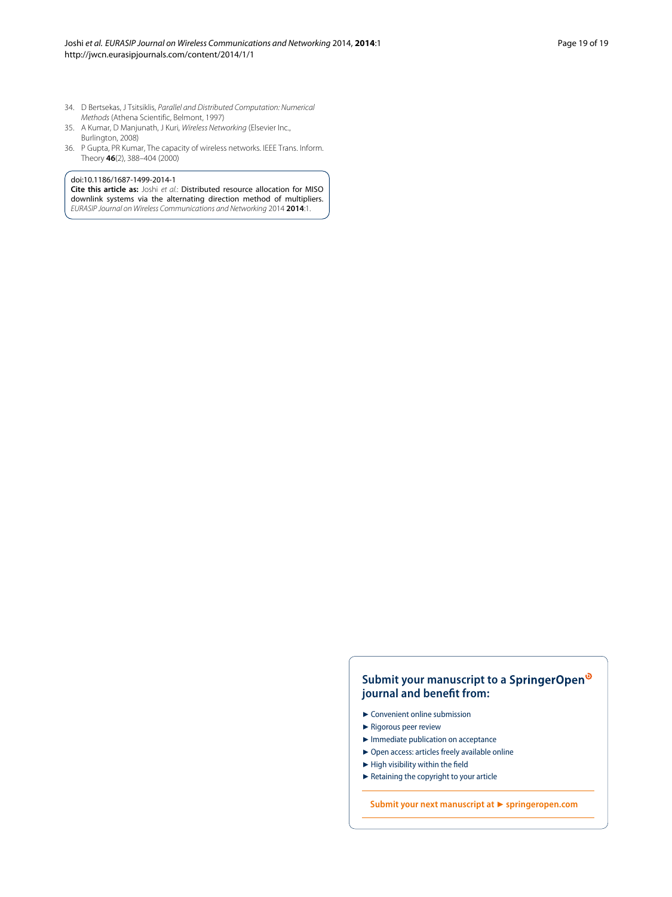34. D Bertsekas, J Tsitsiklis, *Parallel and Distributed Computation: Numerical Methods* (Athena Scientific, Belmont, 1997)
35. A Kumar, D Manjunath, J Kuri, *Wireless Networking* (Elsevier Inc., Burlington, 2008)
36. P Gupta, PR Kumar, The capacity of wireless networks. IEEE Trans. Inform. Theory **46**(2), 388–404 (2000)

doi:10.1186/1687-1499-2014-1
**Cite this article as:** Joshi *et al.*: Distributed resource allocation for MISO downlink systems via the alternating direction method of multipliers. *EURASIP Journal on Wireless Communications and Networking* 2014 **2014**:1.

**Submit your manuscript to a SpringerOpen journal and benefit from:**

- ► Convenient online submission
- ► Rigorous peer review
- ► Immediate publication on acceptance
- ► Open access: articles freely available online
- ► High visibility within the field
- ► Retaining the copyright to your article

**Submit your next manuscript at ► springeropen.com**